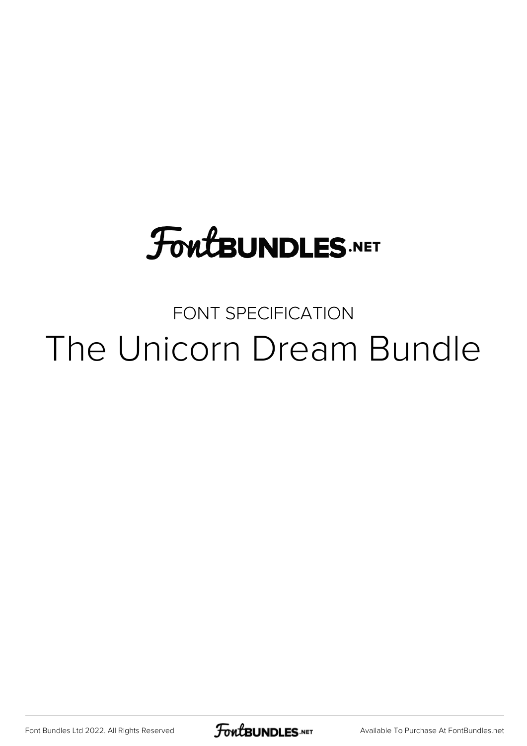FontBUNDLES.NET

FONT SPECIFICATION

# The Unicorn Dream Bundle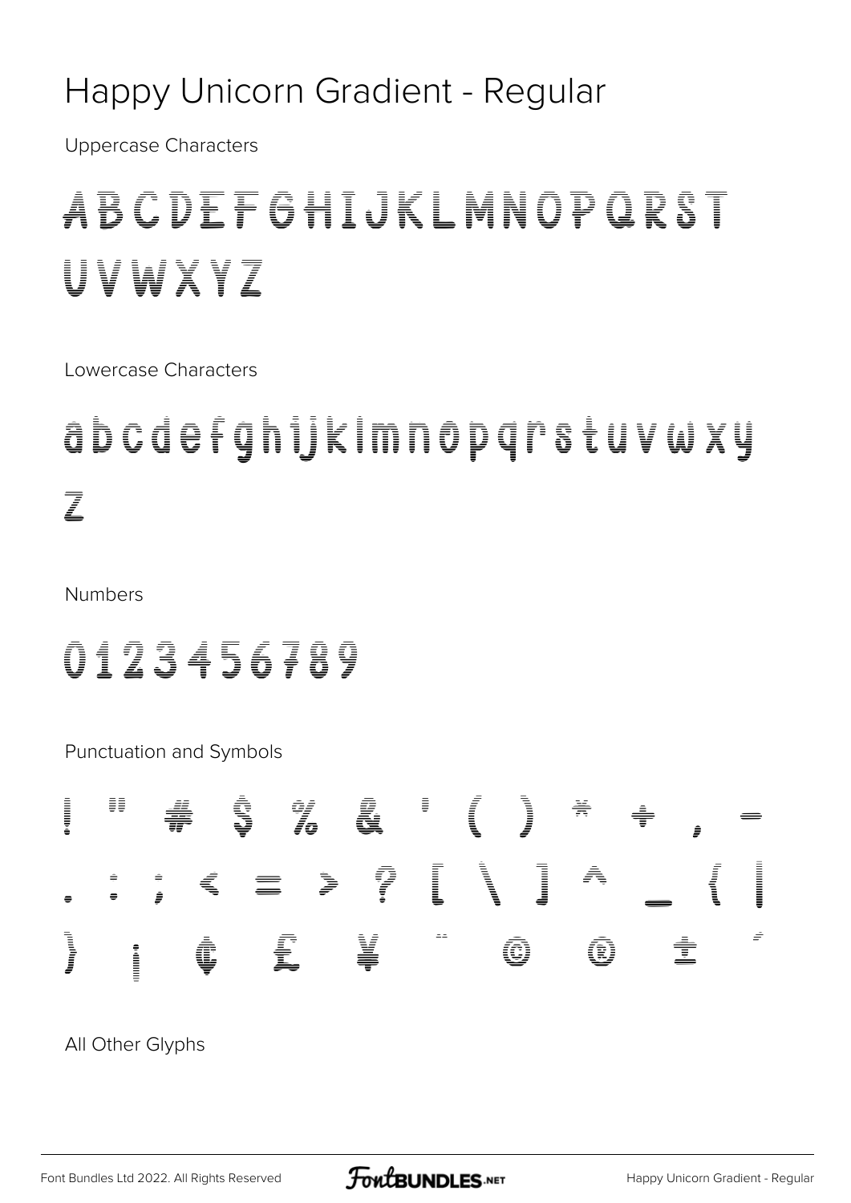# Happy Unicorn Gradient - Regular

Uppercase Characters

ABCDEFGHIJKLMNOPQRST
UVWXYZ

Lowercase Characters

abcdefghijklmnopqrstuvwxy
z

Numbers

0123456789

Punctuation and Symbols

! " # $ % & ' ( ) * + , -
. : ; < = > ? [ \ ] ^ _ { |
} ¡ ¢ £ ¥ ¨ © ® ± ´

All Other Glyphs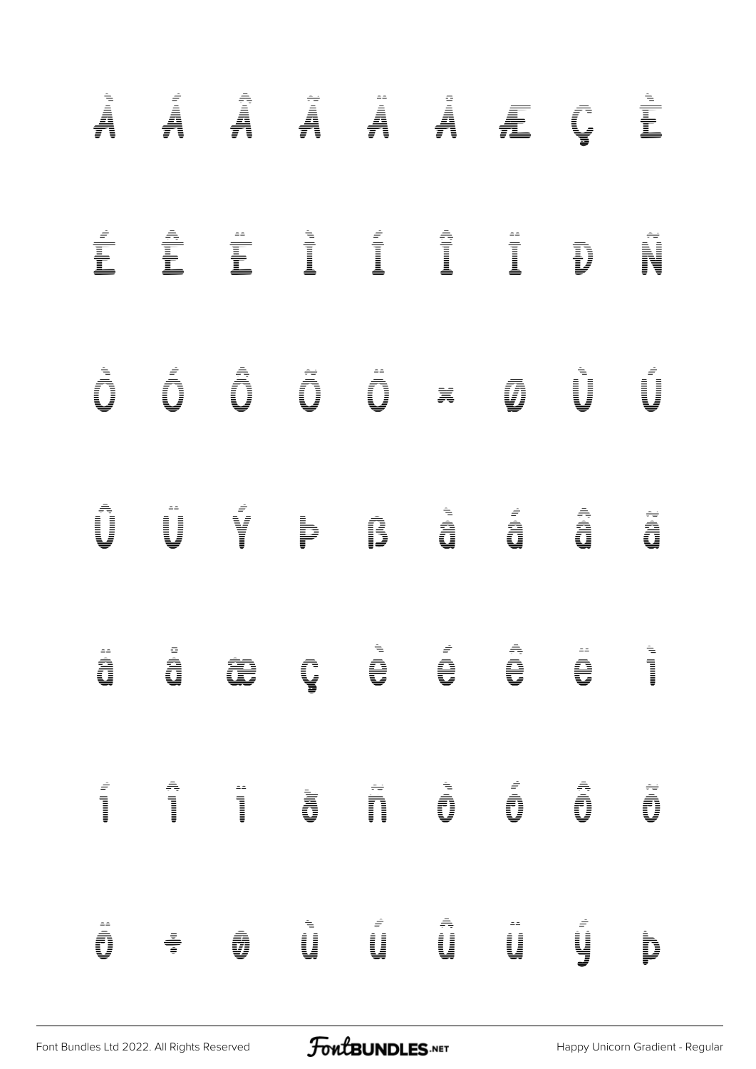À Á Â Ã Ä Å Æ Ç È

É Ê Ë Ì Í Î Ï Ð Ñ

Ò Ó Ô Õ Ö × Ø Ù Ú

Û Ü Ý Þ ß à á â ã

ä å æ ç è é ê ë ì

í î ï ð ñ ò ó ô õ

ö ÷ ø ù ú û ü ý þ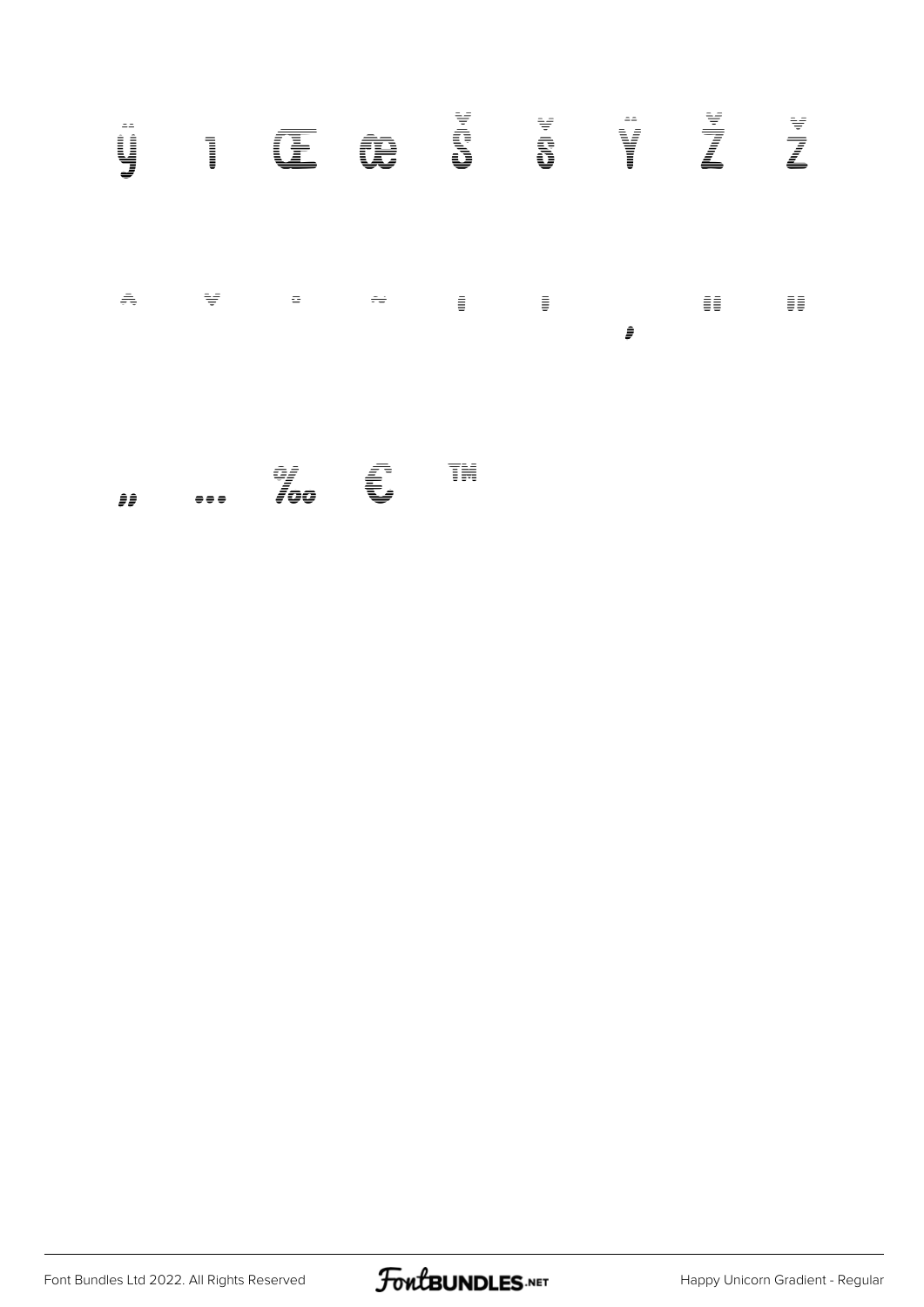ÿ ı Œ œ Š š Ÿ Ž ž

ˆ ˇ ¯ ˜ ' ' ‚ " "

„ … ‰ € ™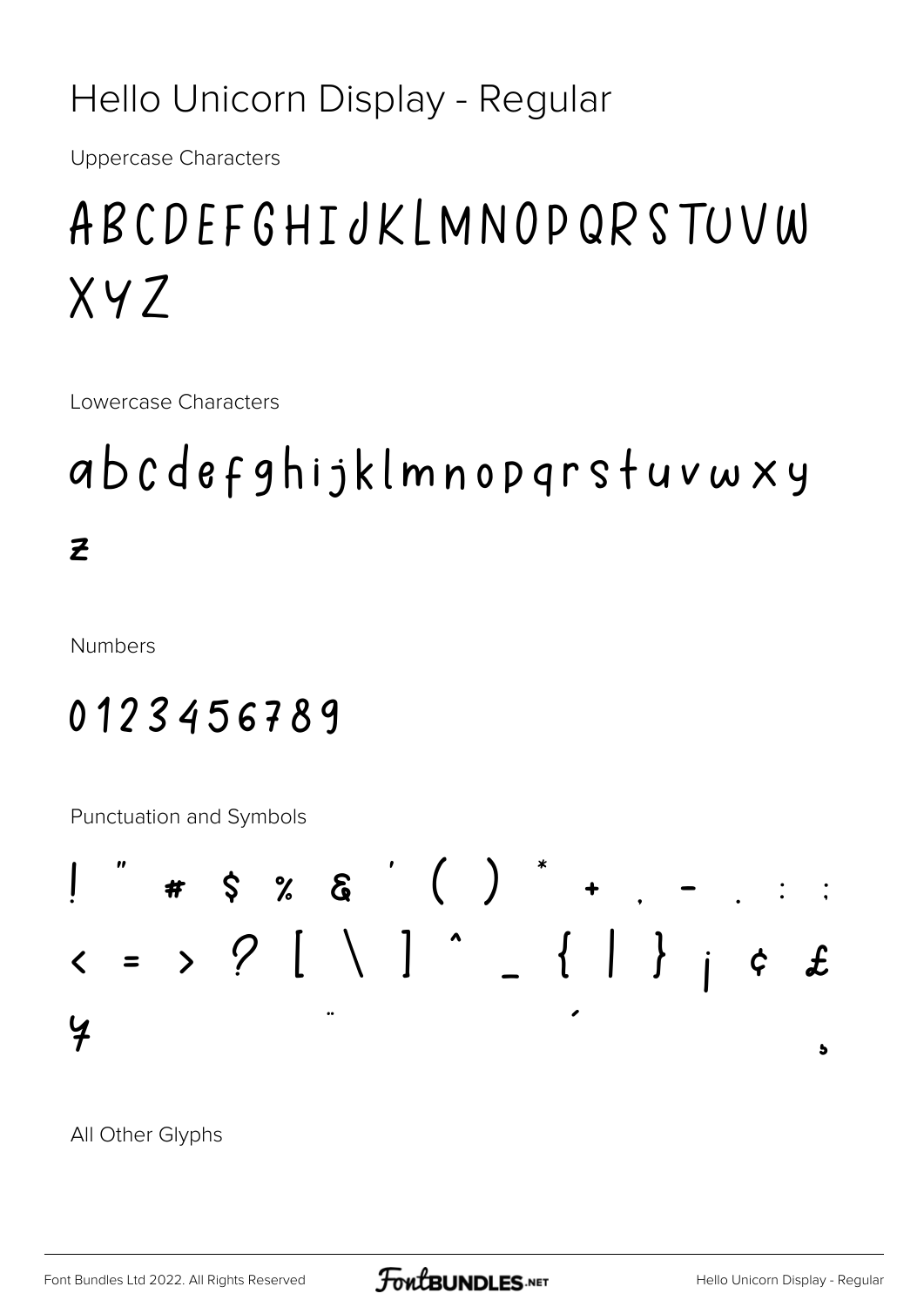# Hello Unicorn Display - Regular

Uppercase Characters

ABCDEFGHIJKLMNOPQRSTUVW
XYZ

Lowercase Characters

abcdefghijklmnopqrstuvwxy
z

Numbers

0123456789

Punctuation and Symbols

! " # $ % & ' ( ) * + , - . : ;
< = > ? [ \ ] ^ _ { | } ¡ ¢ £
¥ ¨ ´ ¸

All Other Glyphs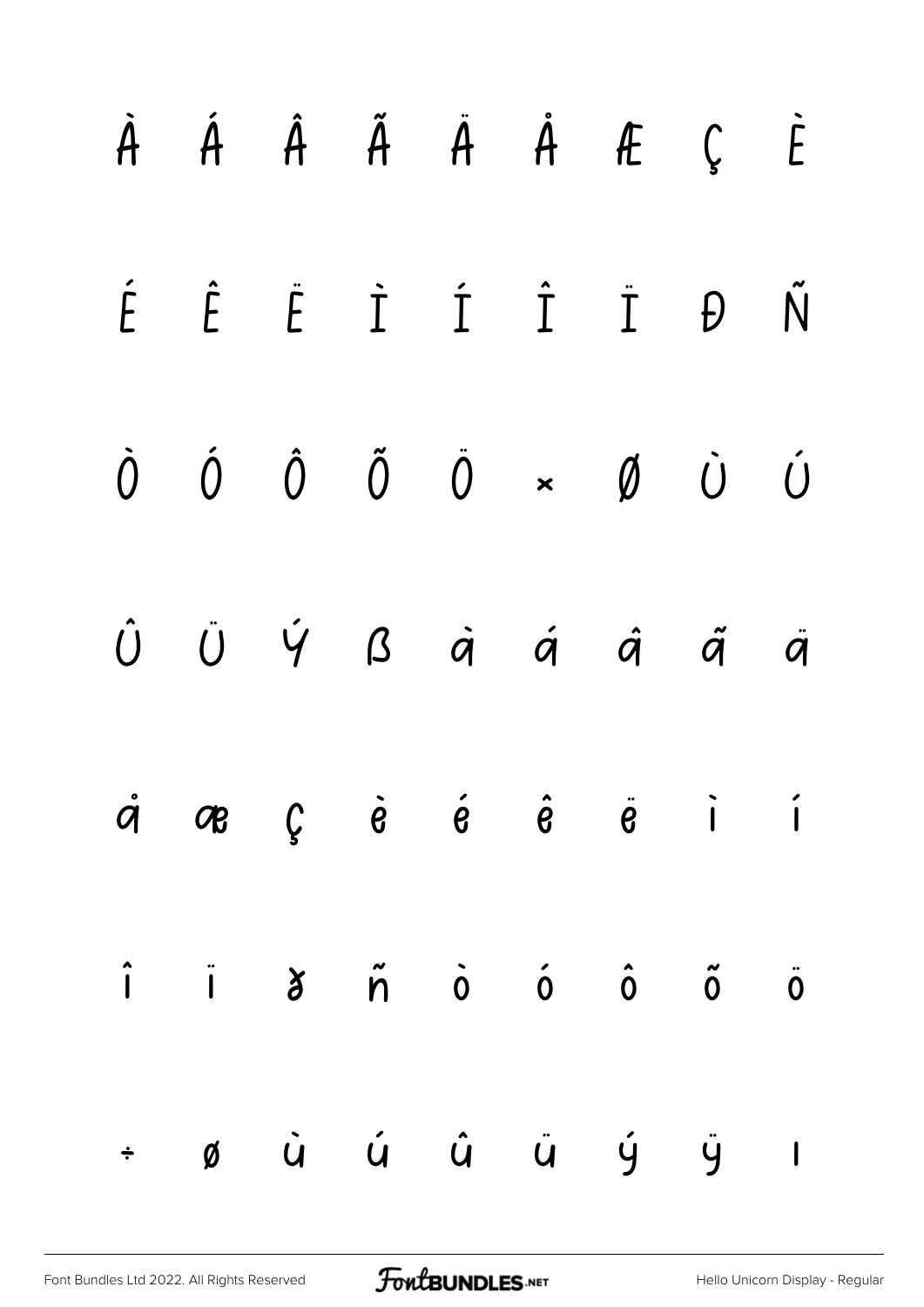À Á Â Ã Ä Å Æ Ç È

É Ê Ë Ì Í Î Ï Ð Ñ

Ò Ó Ô Õ Ö × Ø Ù Ú

Û Ü Ý ß à á â ã ä

å æ ç è é ê ë ì í

î ï ð ñ ò ó ô õ ö

÷ ø ù ú û ü ý ÿ ı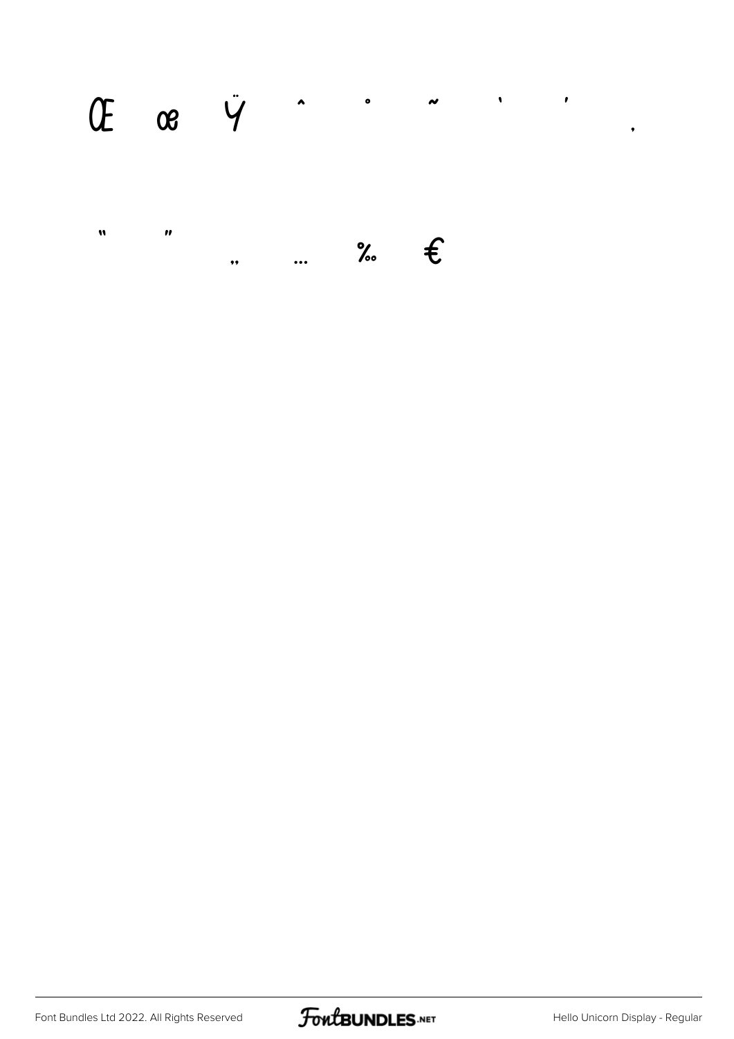Œ œ Ÿ ˆ ˚ ˜ ‘ ’ ‚

“ ” „ … ‰ €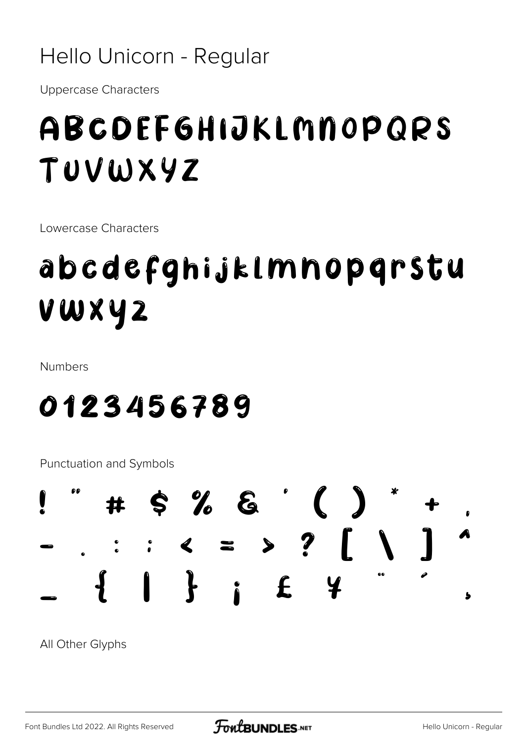# Hello Unicorn - Regular

Uppercase Characters

ABCDEFGHIJKLMNOPQRS
TUVWXYZ

Lowercase Characters

abcdefghijklmnopqrstu
vwxyz

Numbers

0123456789

Punctuation and Symbols

! " # $ % & ' ( ) * + ,
- . : ; < = > ? [ \ ] ^
_ { | } ¡ £ ¥ ¨ ´ ¸

All Other Glyphs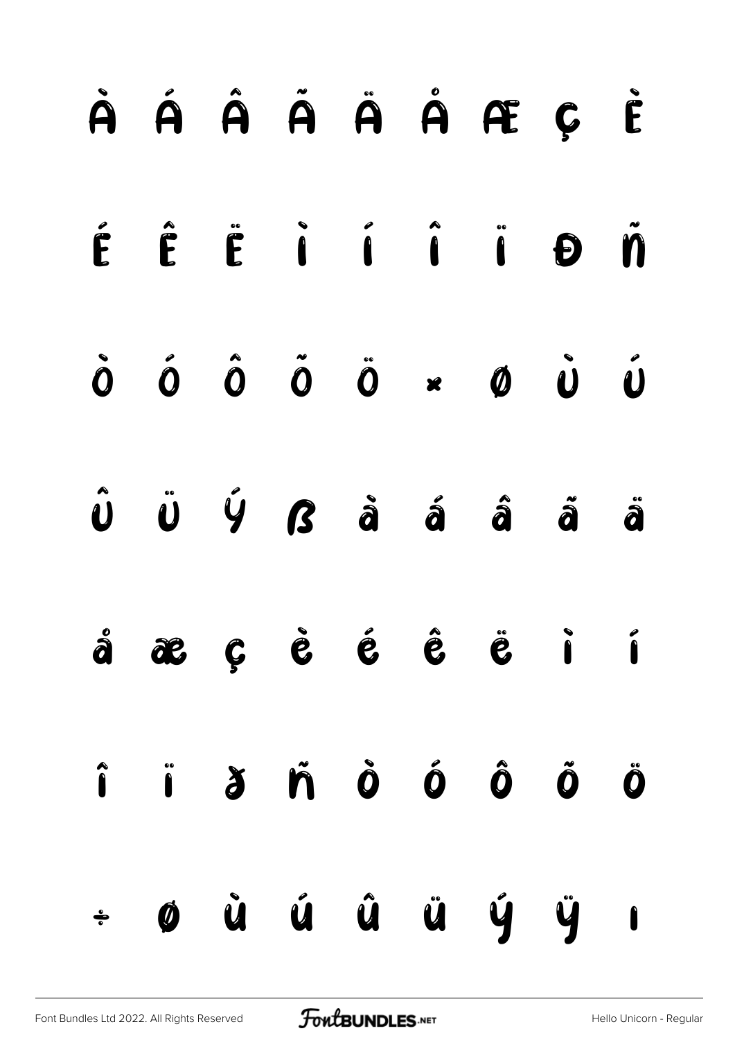À Á Â Ã Ä Å Æ Ç È

É Ê Ë Ì Í Î Ï Ð Ñ

Ò Ó Ô Õ Ö × Ø Ù Ú

Û Ü Ý ß à á â ã ä

å æ ç è é ê ë ì í

î ï ð ñ ò ó ô õ ö

÷ ø ù ú û ü ý ÿ ı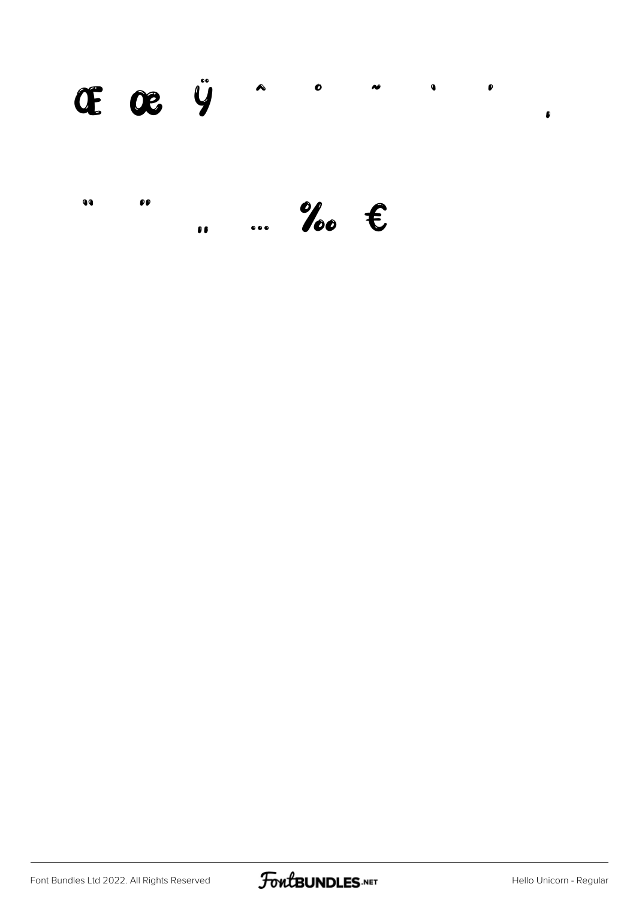Œ œ Ÿ ˆ ˚ ˜ ' ' ‚

" " „ … ‰ €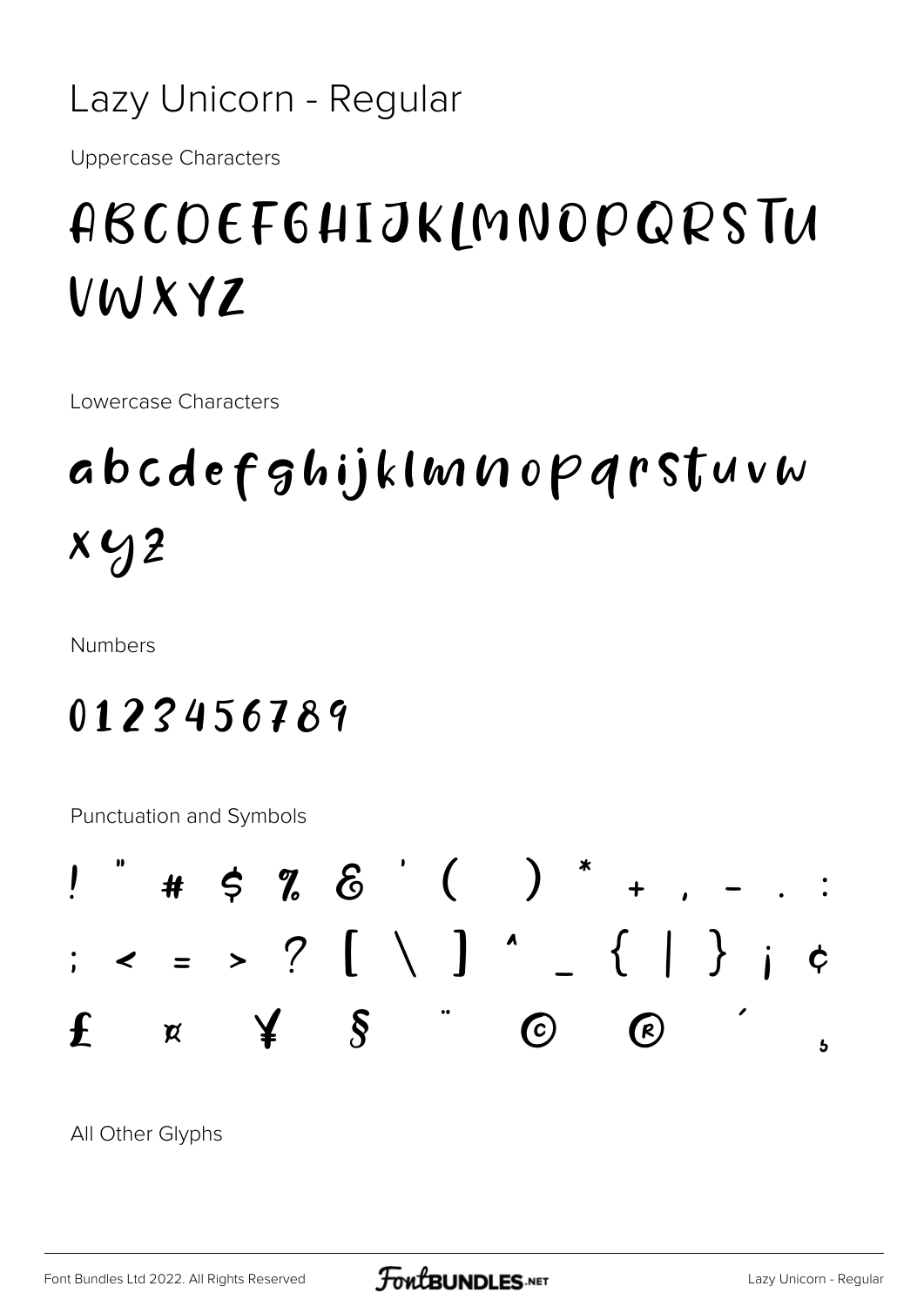# Lazy Unicorn - Regular

Uppercase Characters

ABCDEFGHIJKLMNOPQRSTU VWXYZ

Lowercase Characters

abcdefghijklmnopqrstuvw xyz

Numbers

0123456789

Punctuation and Symbols

! " # $ % & ' ( ) * + , - . : ; < = > ? [ \ ] ^ _ { | } ¡ ¢ £ ¤ ¥ § ¨ © ® ´ ¸

All Other Glyphs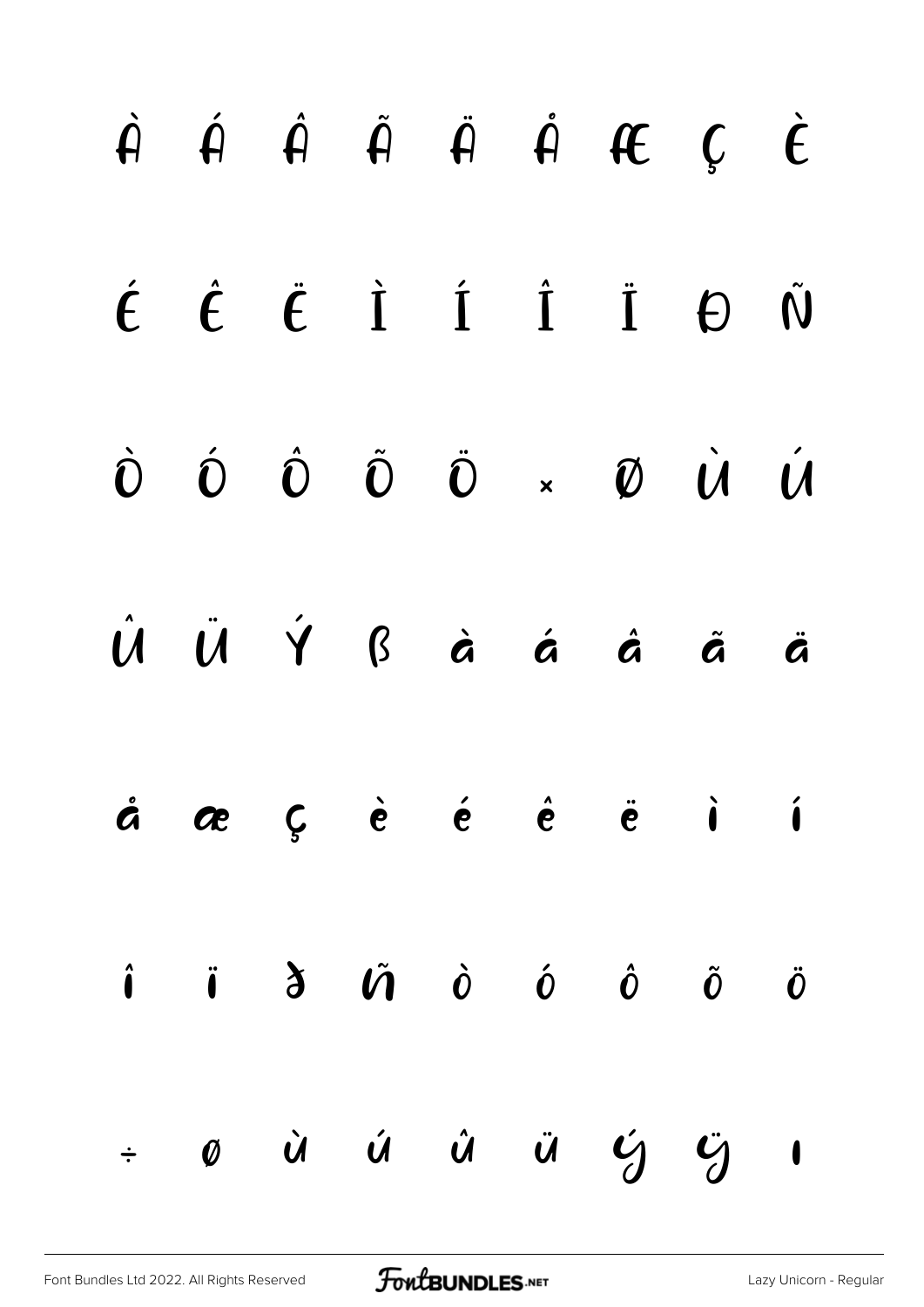À Á Â Ã Ä Å Æ Ç È

É Ê Ë Ì Í Î Ï Ð Ñ

Ò Ó Ô Õ Ö × Ø Ù Ú

Û Ü Ý ß à á â ã ä

å æ ç è é ê ë ì í

î ï ð ñ ò ó ô õ ö

÷ ø ù ú û ü ý ÿ ı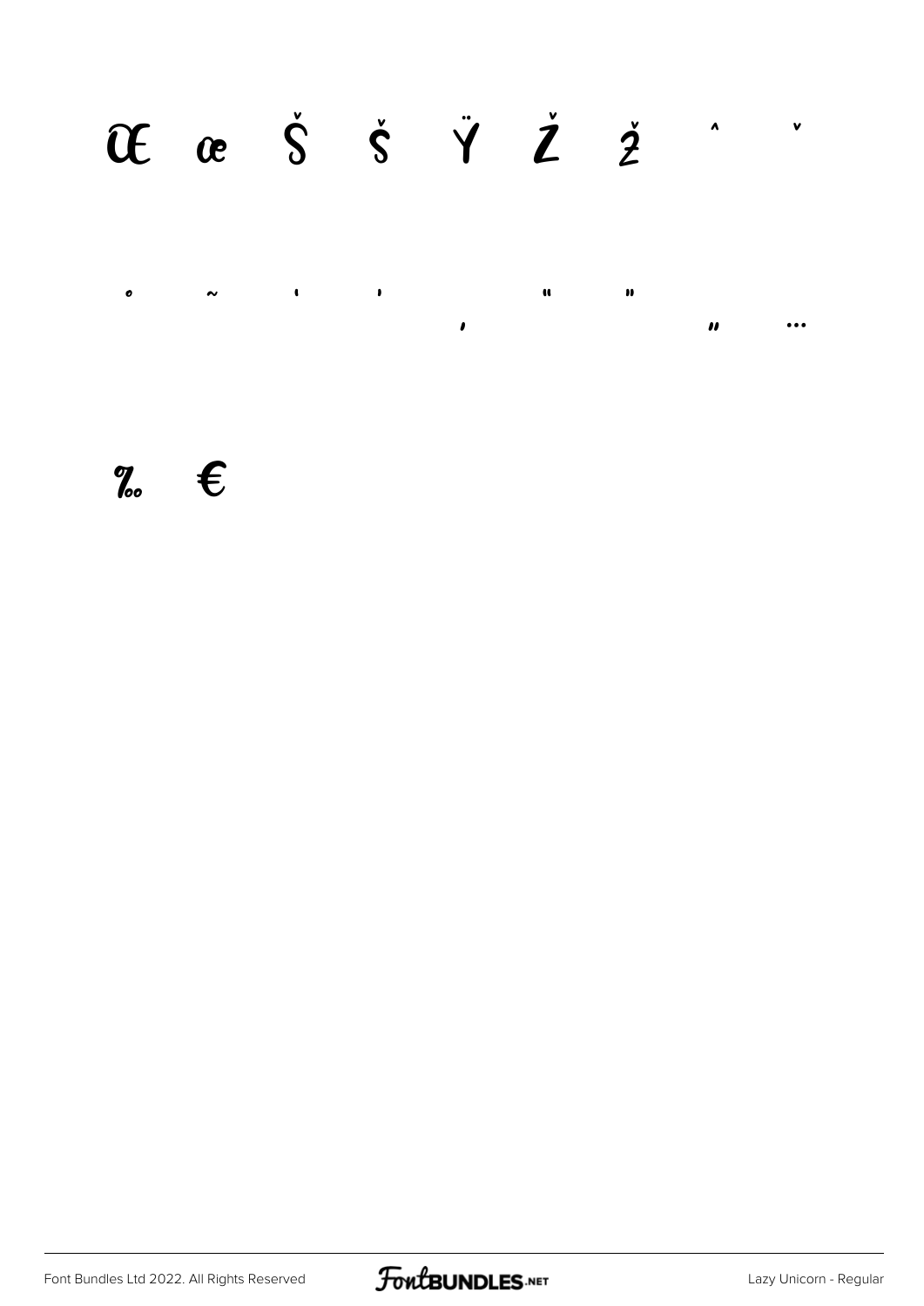Œ œ Š š Ÿ Ž ž ˆ ˇ

˚ ˜ ' ' ‚ " " „ …

‰ €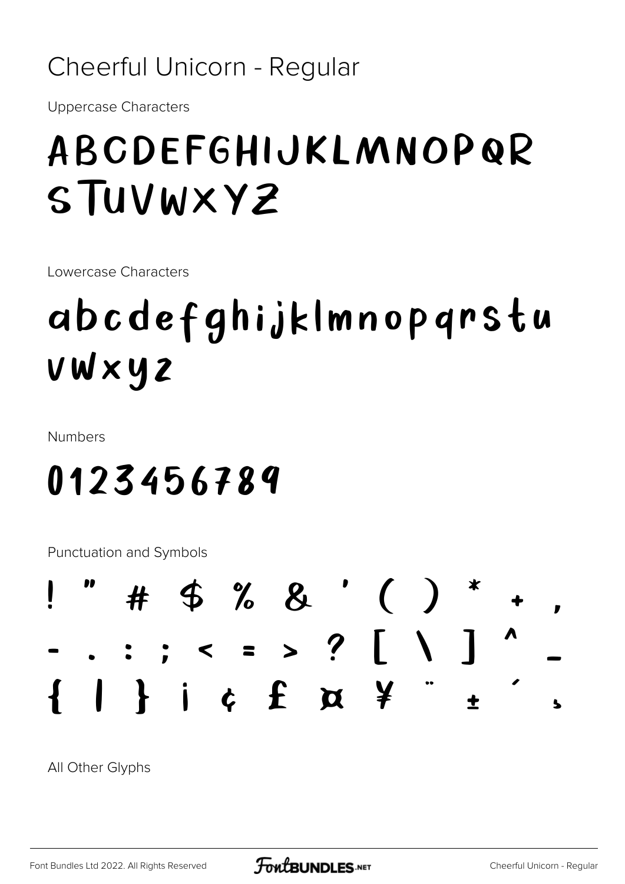# Cheerful Unicorn - Regular

Uppercase Characters

ABCDEFGHIJKLMNOPQR
STUVWXYZ

Lowercase Characters

abcdefghijklmnopqrstu
vwxyz

Numbers

0123456789

Punctuation and Symbols

! " # $ % & ' ( ) * + ,
- . : ; < = > ? [ \ ] ^ _
{ | } ¡ ¢ £ ¤ ¥ ¨ ± ´ ¸

All Other Glyphs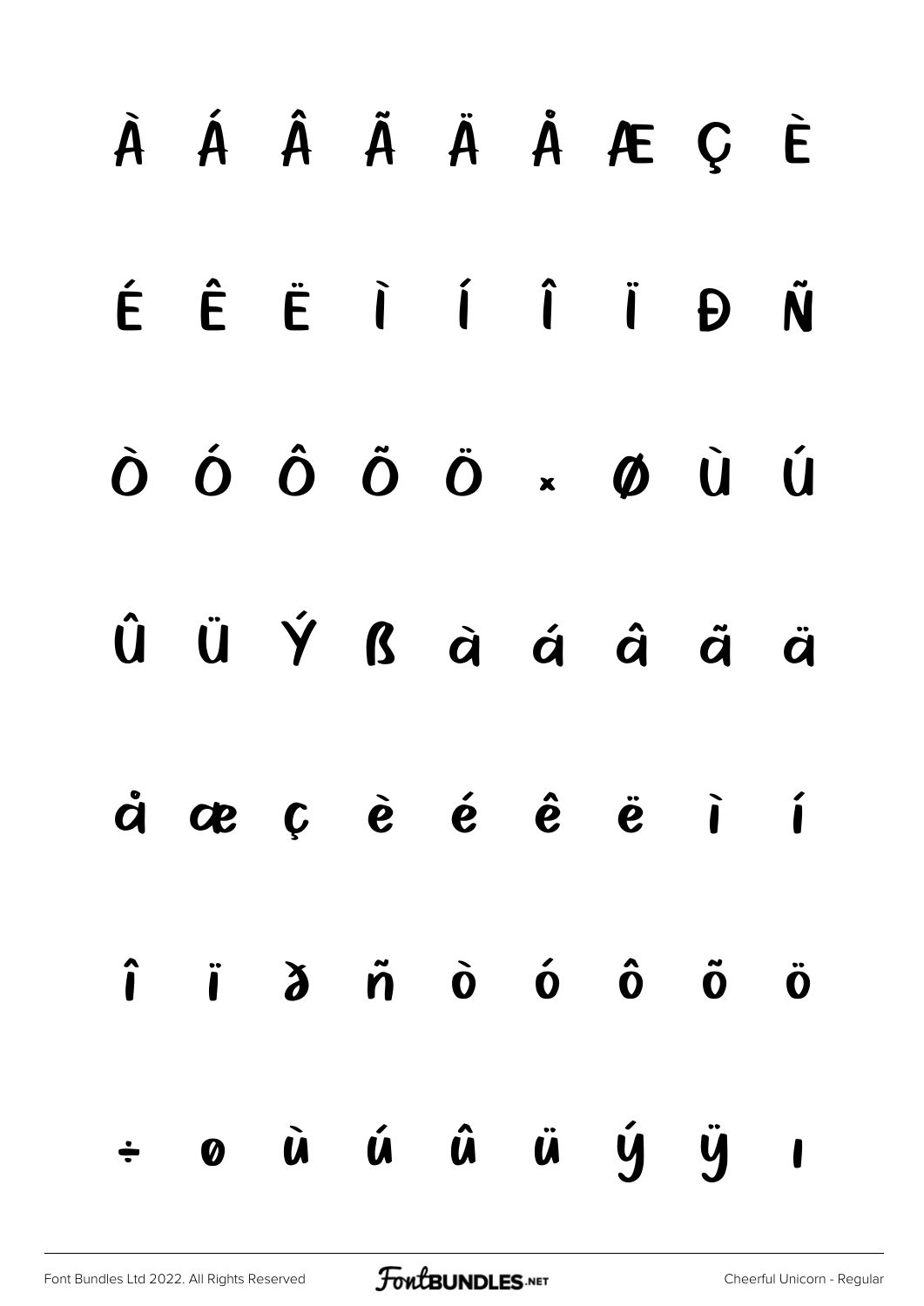À Á Â Ã Ä Å Æ Ç È

É Ê Ë Ì Í Î Ï Ð Ñ

Ò Ó Ô Õ Ö × Ø Ù Ú

Û Ü Ý ß à á â ã ä

å æ ç è é ê ë ì í

î ï ð ñ ò ó ô õ ö

÷ ø ù ú û ü ý ÿ ı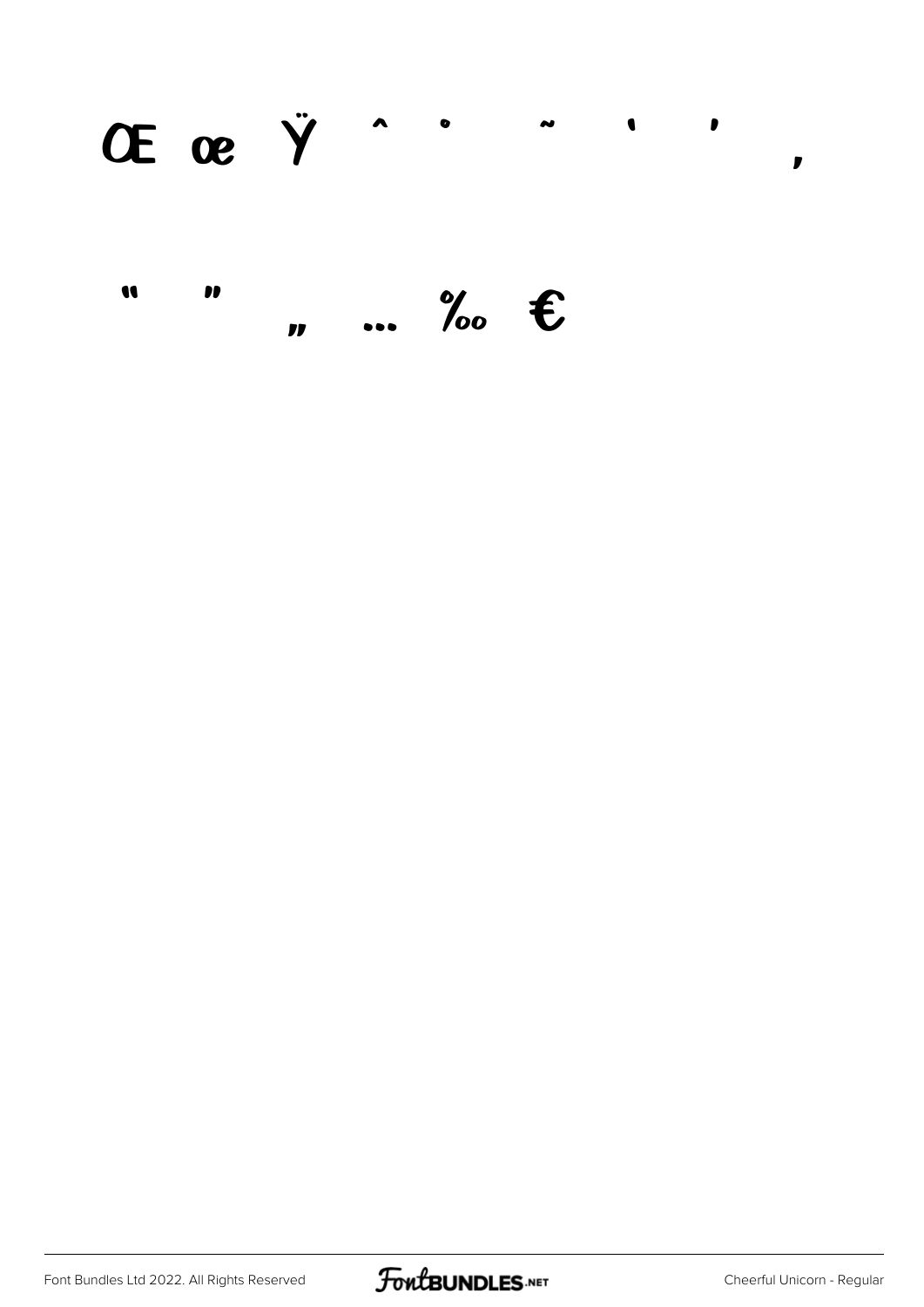Œ œ Ÿ ˆ ˙ ˜ ' ' ‚

" " „ … ‰ €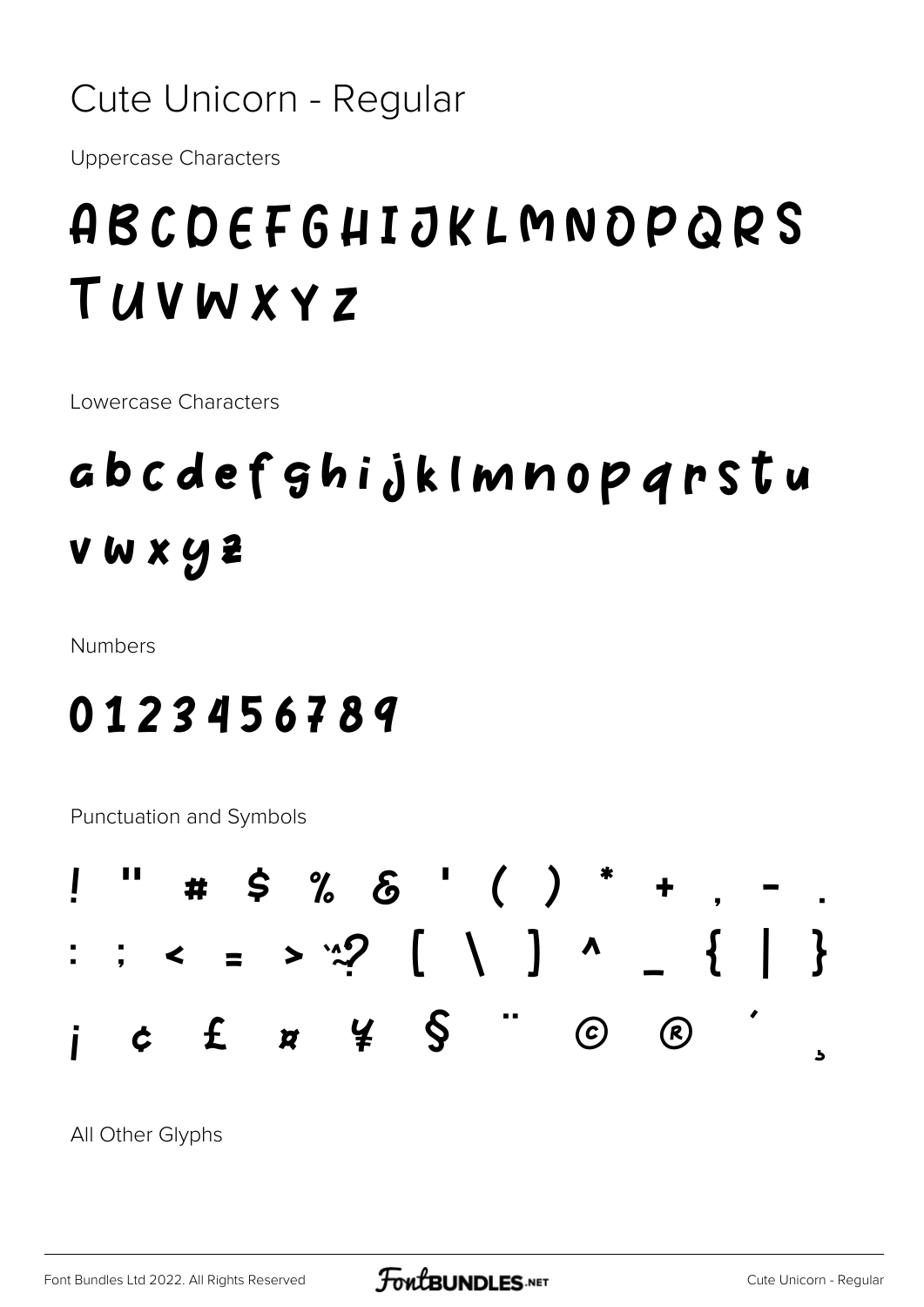# Cute Unicorn - Regular

Uppercase Characters

ABCDEFGHIJKLMNOPQRS
TUVWXYZ

Lowercase Characters

abcdefghijklmnopqrstu
vwxyz

Numbers

0123456789

Punctuation and Symbols

! " # $ % & ' ( ) * + , - .
: ; < = > ? [ \ ] ^ _ { | }
¡ ¢ £ ¤ ¥ § ¨ © ® ´ ¸

All Other Glyphs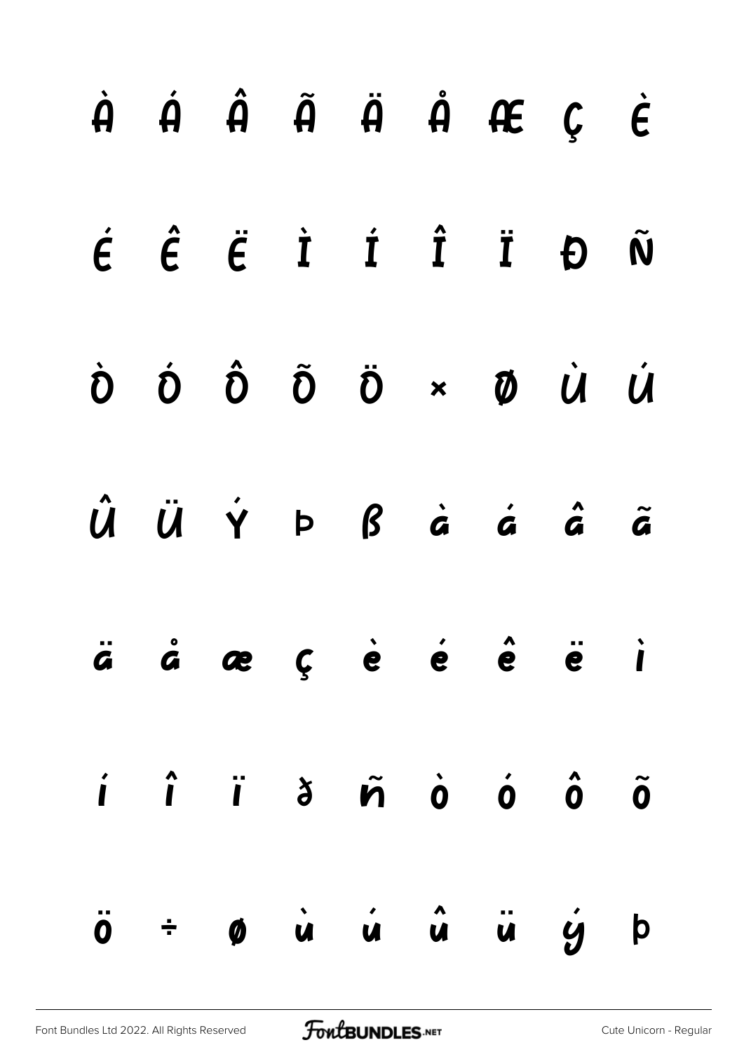À Á Â Ã Ä Å Æ Ç È

É Ê Ë Ì Í Î Ï Ð Ñ

Ò Ó Ô Õ Ö × Ø Ù Ú

Û Ü Ý Þ ß à á â ã

ä å æ ç è é ê ë ì

í î ï ð ñ ò ó ô õ

ö ÷ ø ù ú û ü ý þ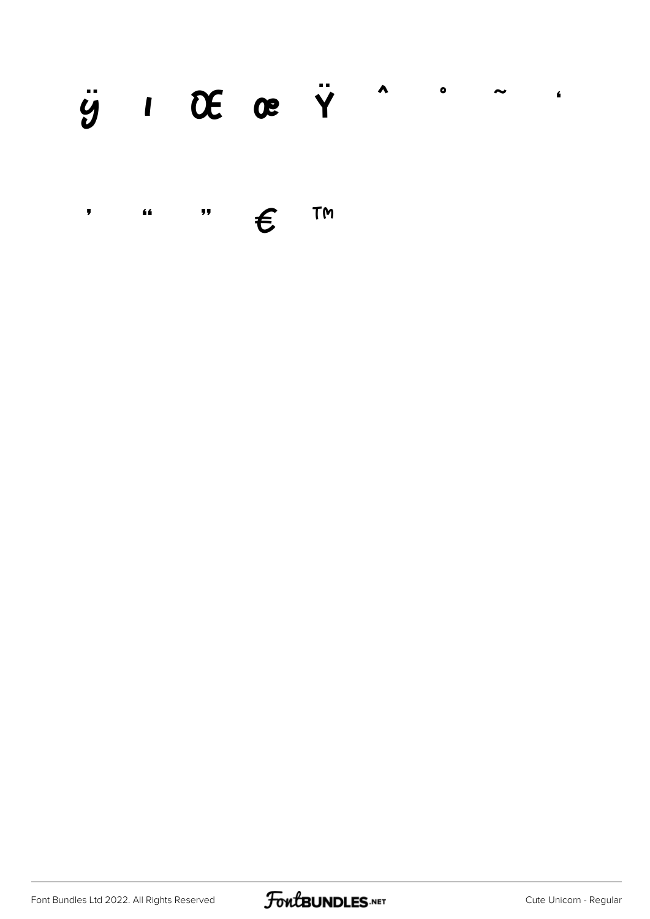ÿ ı Œ œ Ÿ ˆ ˚ ˜ ‘

’ “ ” € ™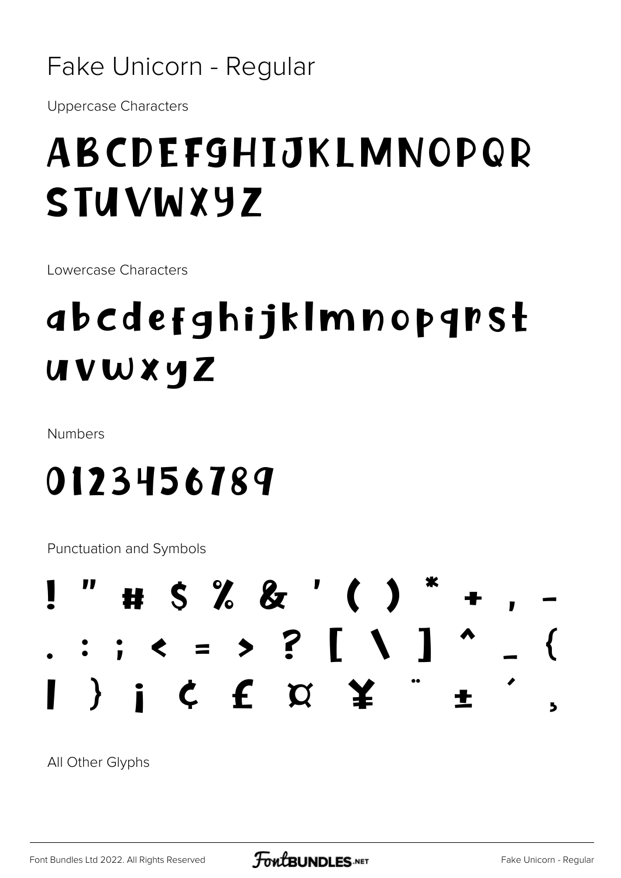# Fake Unicorn - Regular

Uppercase Characters

ABCDEFGHIJKLMNOPQR
STUVWXYZ

Lowercase Characters

abcdefghijklmnopqrst
uvwxyz

Numbers

0123456789

Punctuation and Symbols

! " # $ % & ' ( ) * + , -
. : ; < = > ? [ \ ] ^ _ {
| } ¡ ¢ £ ¤ ¥ ¨ ± ´ ¸

All Other Glyphs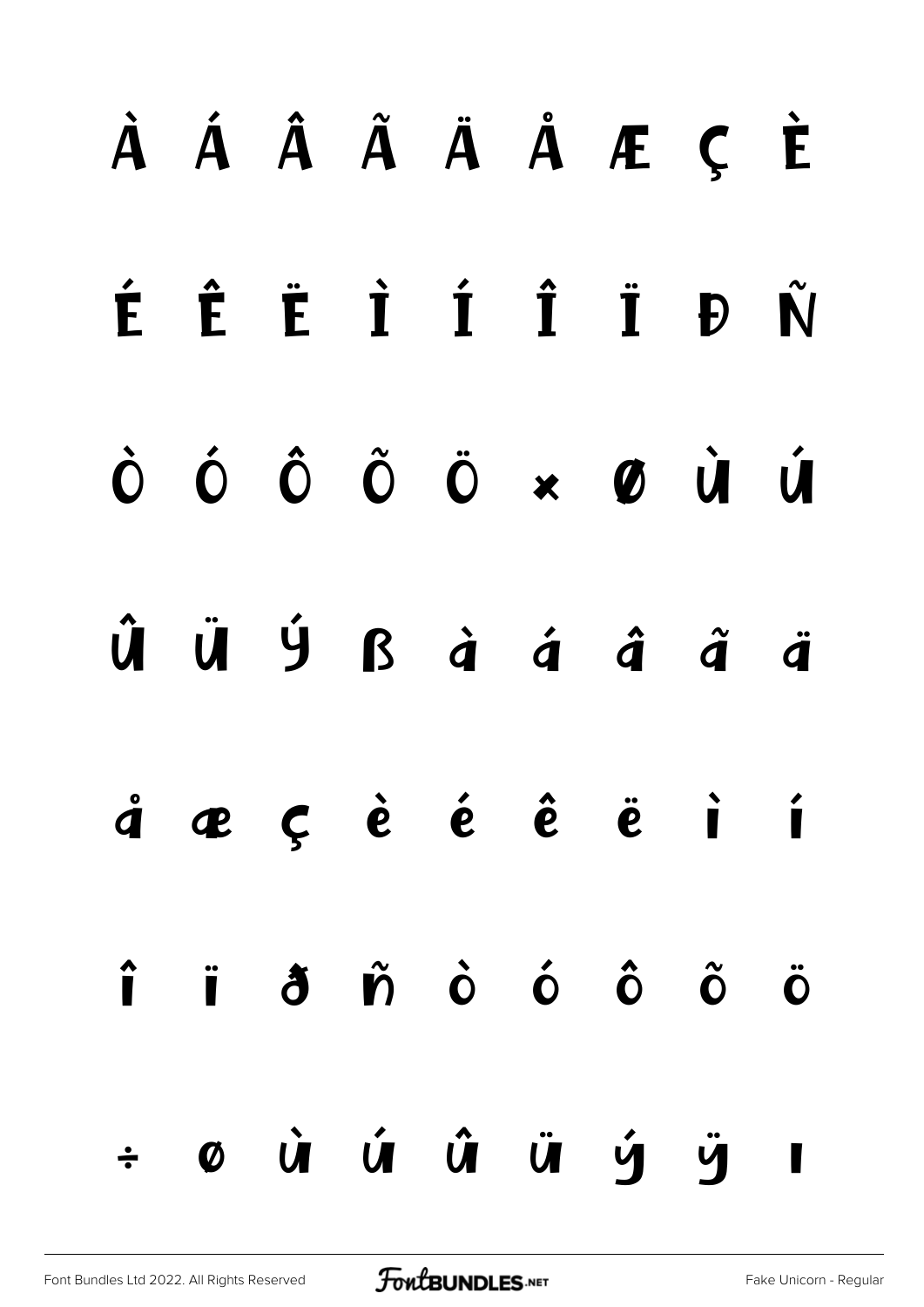À Á Â Ã Ä Å Æ Ç È

É Ê Ë Ì Í Î Ï Ð Ñ

Ò Ó Ô Õ Ö × Ø Ù Ú

Û Ü Ý ß à á â ã ä

å æ ç è é ê ë ì í

î ï ð ñ ò ó ô õ ö

÷ ø ù ú û ü ý ÿ ı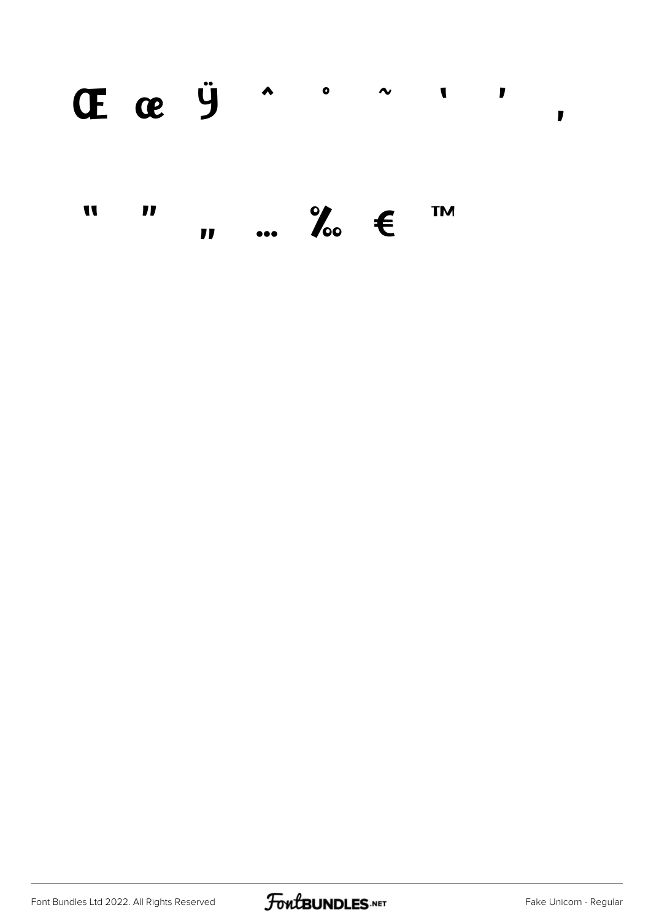Œ œ Ÿ ˆ ˚ ˜ ' ' ‚

" " „ … ‰ € ™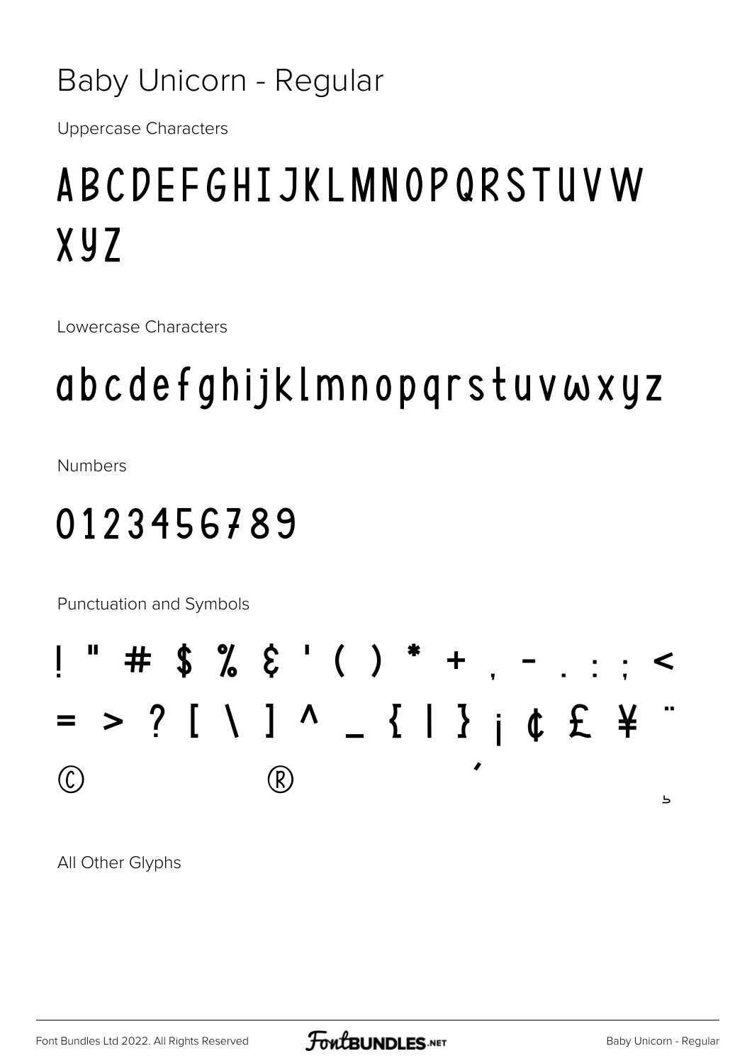# Baby Unicorn - Regular

Uppercase Characters

ABCDEFGHIJKLMNOPQRSTUVW XYZ

Lowercase Characters

abcdefghijklmnopqrstuvwxyz

Numbers

0123456789

Punctuation and Symbols

! " # $ % & ' ( ) * + , - . : ; < = > ? [ \ ] ^ _ { | } ¡ ¢ £ ¥ ¨ © ® ´ ¸

All Other Glyphs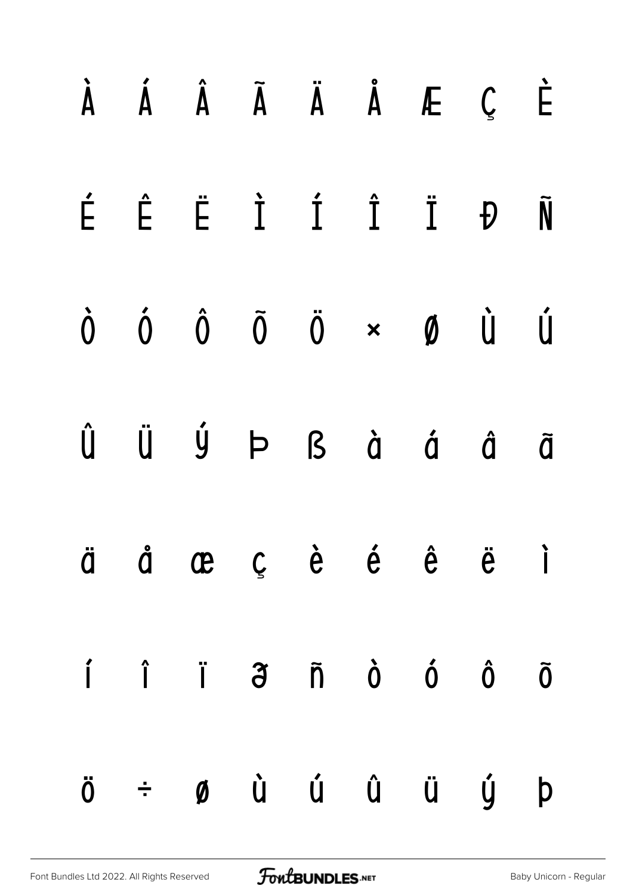À Á Â Ã Ä Å Æ Ç È

É Ê Ë Ì Í Î Ï Đ Ñ

Ò Ó Ô Õ Ö × Ø Ù Ú

Û Ü Ý Þ ß à á â ã

ä å æ ç è é ê ë ì

í î ï ð ñ ò ó ô õ

ö ÷ ø ù ú û ü ý þ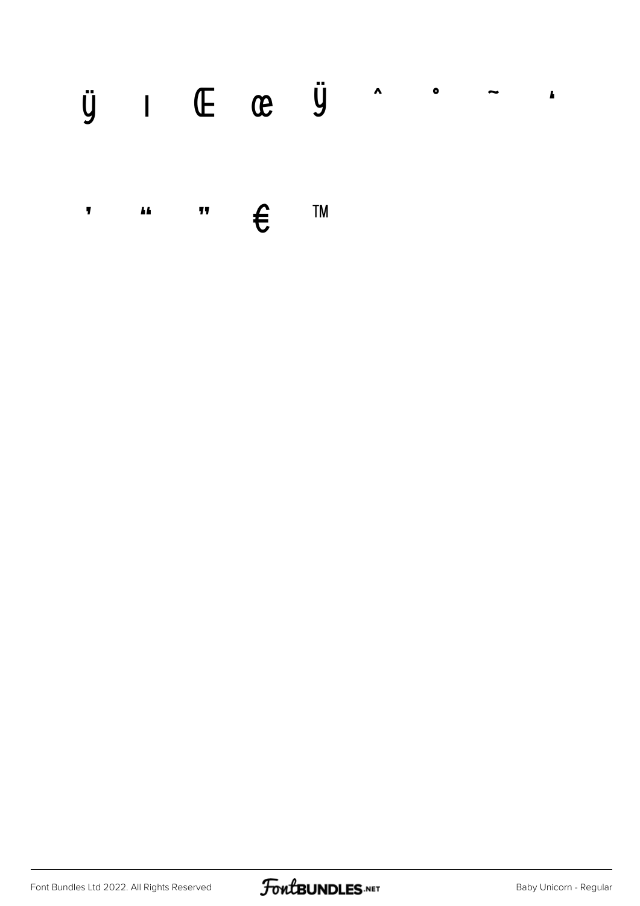ÿ ı Œ œ Ÿ ˆ ˚ ˜ ‚

' " " € ™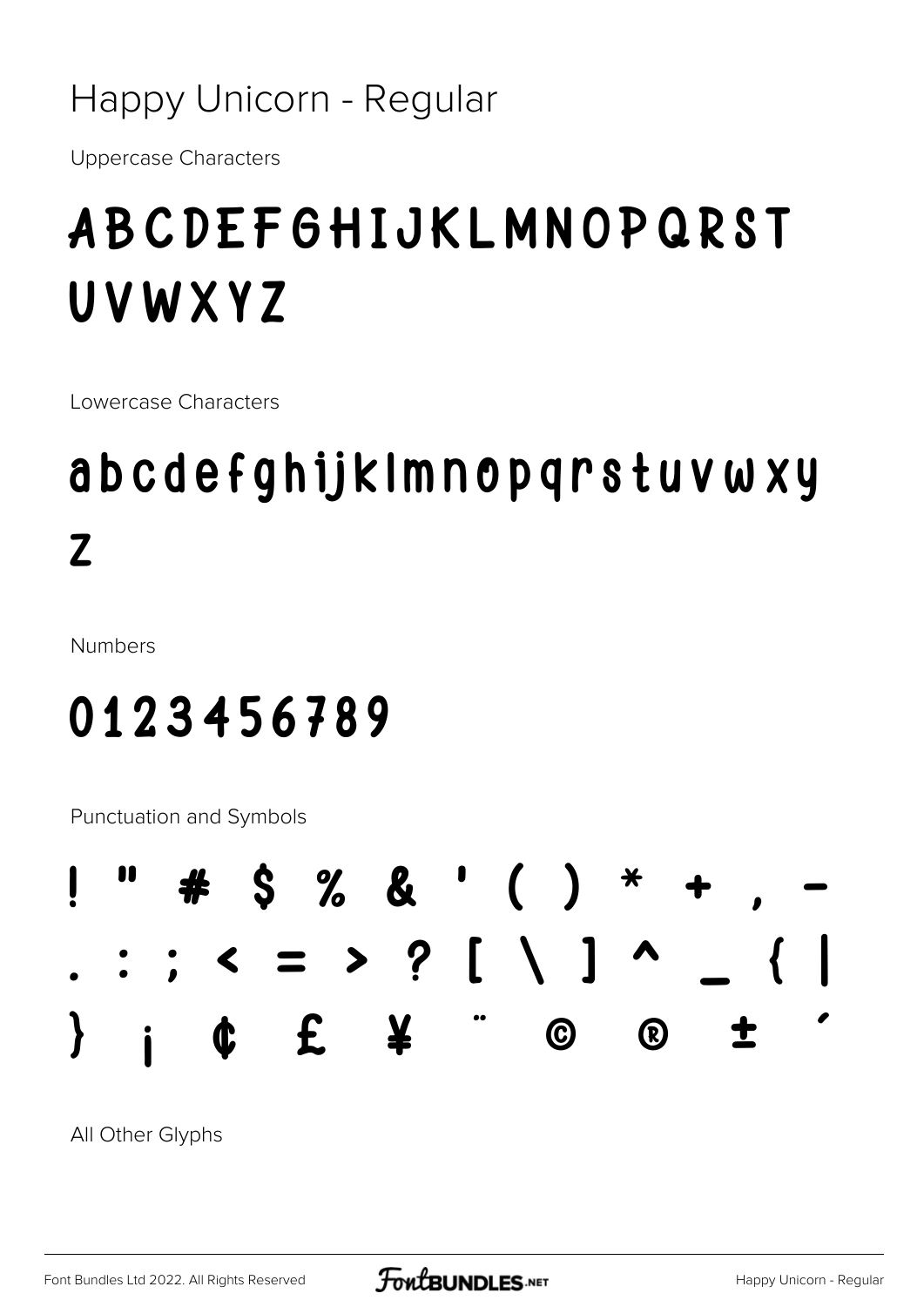# Happy Unicorn - Regular

Uppercase Characters

## ABCDEFGHIJKLMNOPQRST UVWXYZ

Lowercase Characters

## abcdefghijklmnopqrstuvwxy z

Numbers

## 0123456789

Punctuation and Symbols

## ! " # $ % & ' ( ) * + , - . : ; < = > ? [ \ ] ^ _ { | } ¡ ¢ £ ¥ ¨ © ® ± ´

All Other Glyphs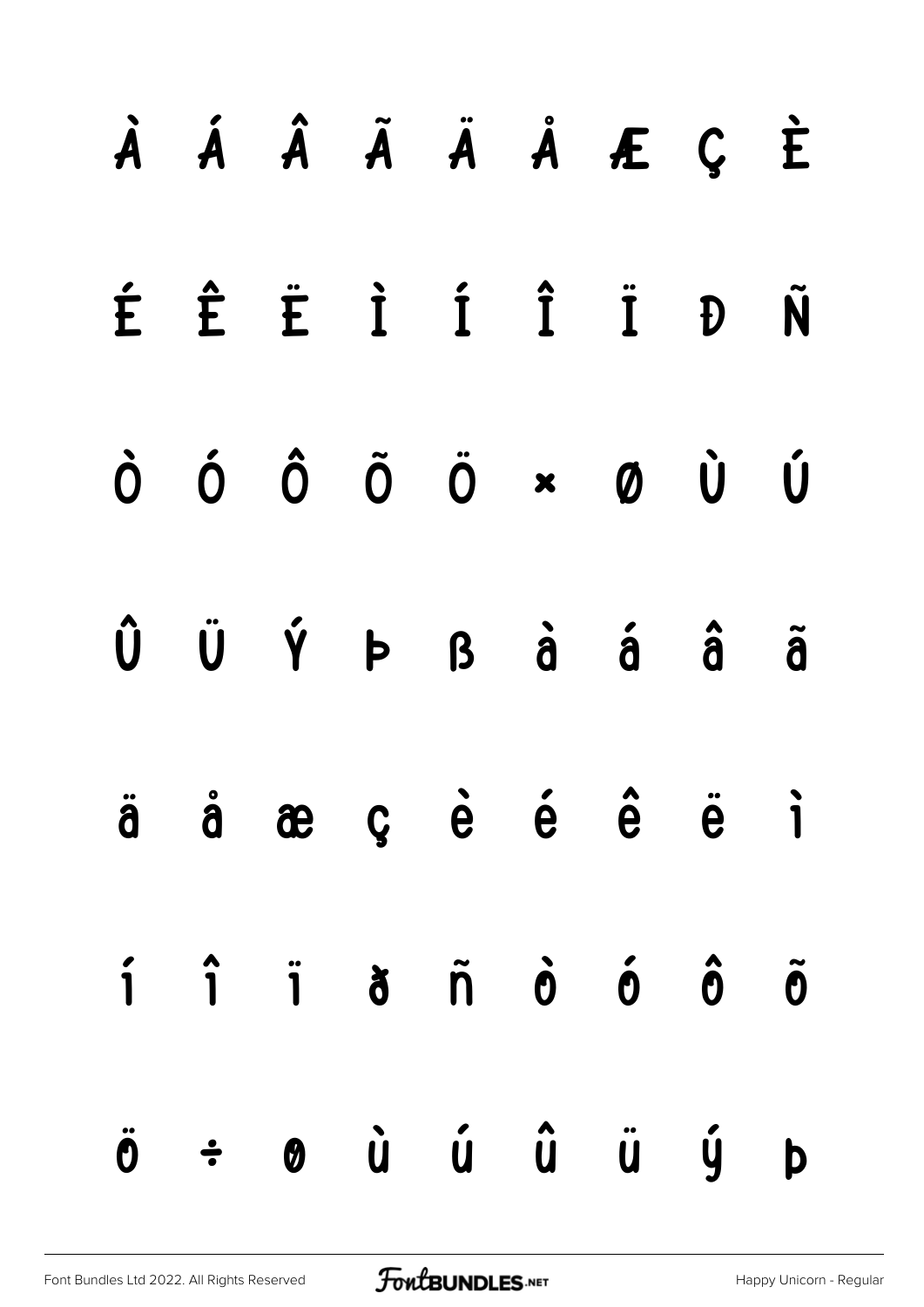À Á Â Ã Ä Å Æ Ç È

É Ê Ë Ì Í Î Ï Ð Ñ

Ò Ó Ô Õ Ö × Ø Ù Ú

Û Ü Ý Þ ß à á â ã

ä å æ ç è é ê ë ì

í î ï ð ñ ò ó ô õ

ö ÷ ø ù ú û ü ý þ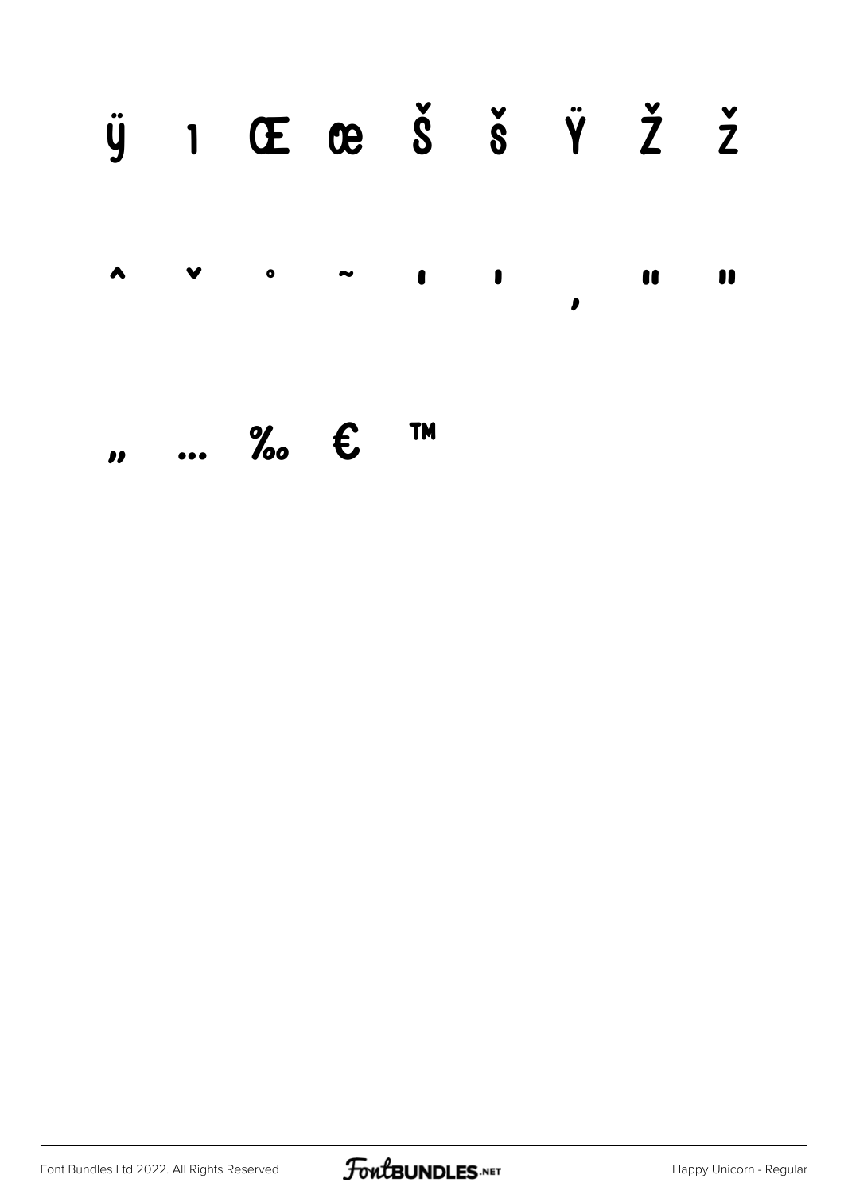ÿ ı Œ œ Š š Ÿ Ž ž

ˆ ˇ ˚ ˜ ' ' ‚ " "

„ … ‰ € ™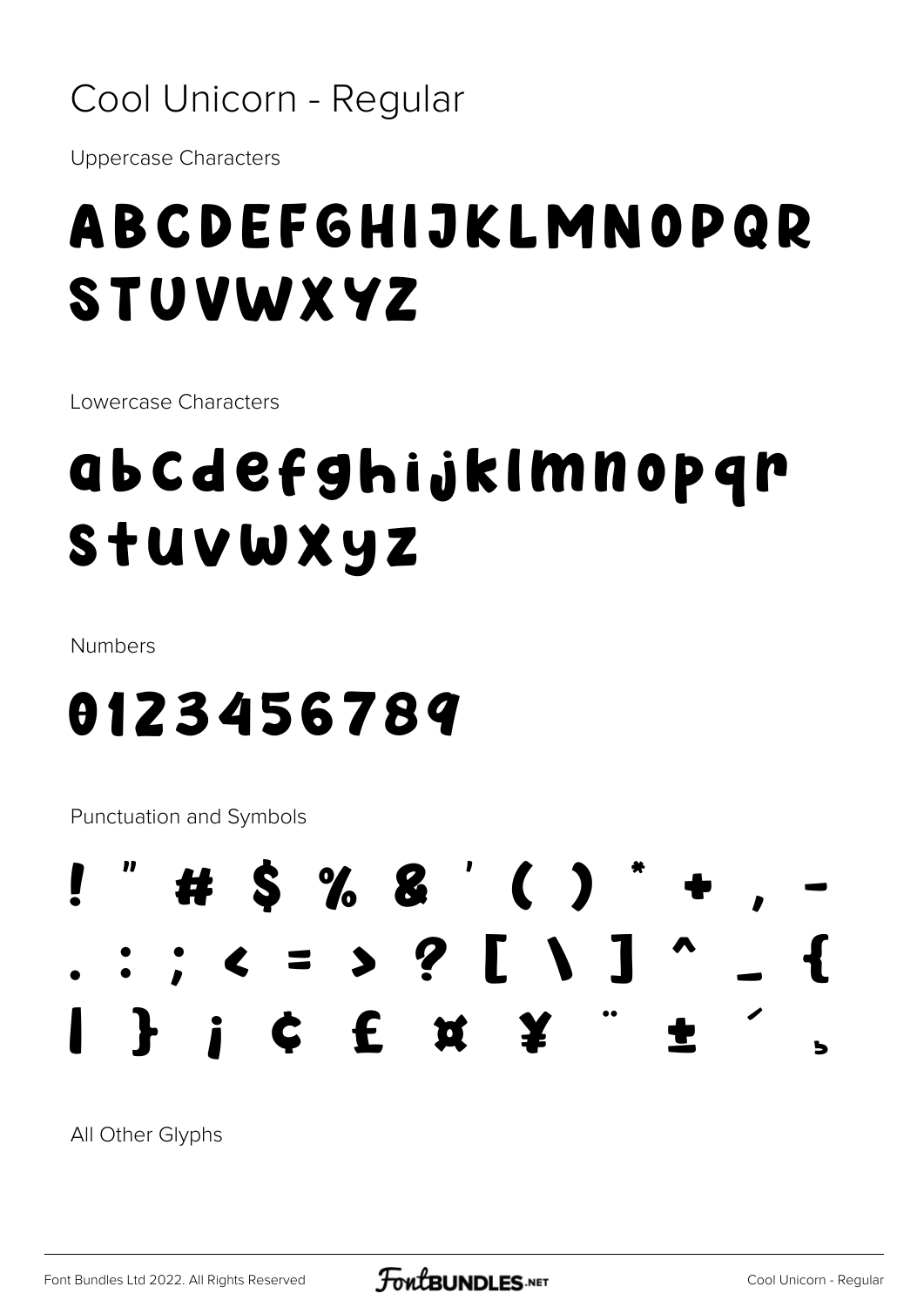# Cool Unicorn - Regular

Uppercase Characters

ABCDEFGHIJKLMNOPQR STUVWXYZ

Lowercase Characters

abcdefghijklmnopqr stuvwxyz

Numbers

0123456789

Punctuation and Symbols

! " # $ % & ' ( ) * + , - . : ; < = > ? [ \ ] ^ _ { | } ¡ ¢ £ ¤ ¥ ¨ ± ´ ¸

All Other Glyphs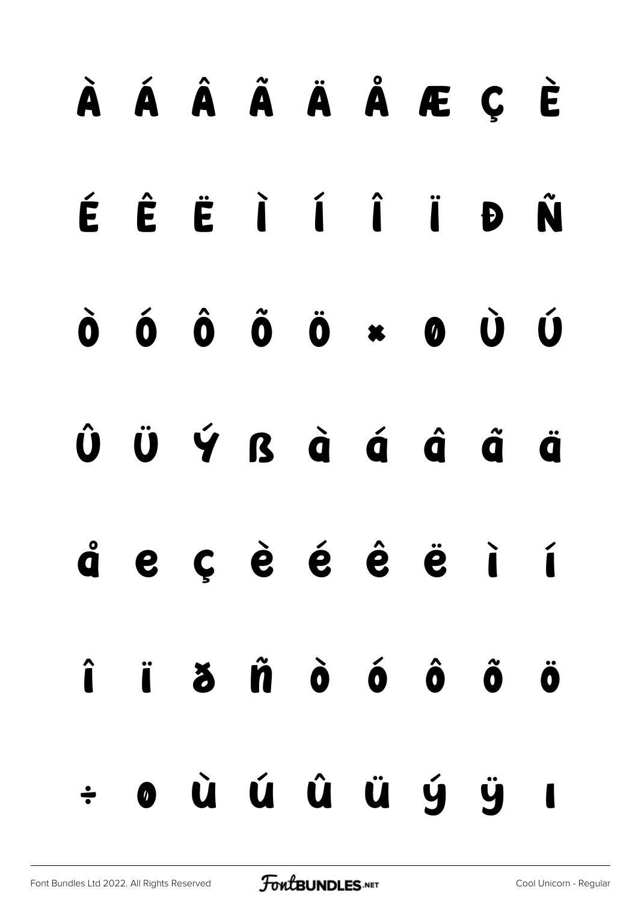À Á Â Ã Ä Å Æ Ç È

É Ê Ë Ì Í Î Ï Ð Ñ

Ò Ó Ô Õ Ö × Ø Ù Ú

Û Ü Ý ß à á â ã ä

å æ ç è é ê ë ì í

î ï ð ñ ò ó ô õ ö

÷ ø ù ú û ü ý ÿ ı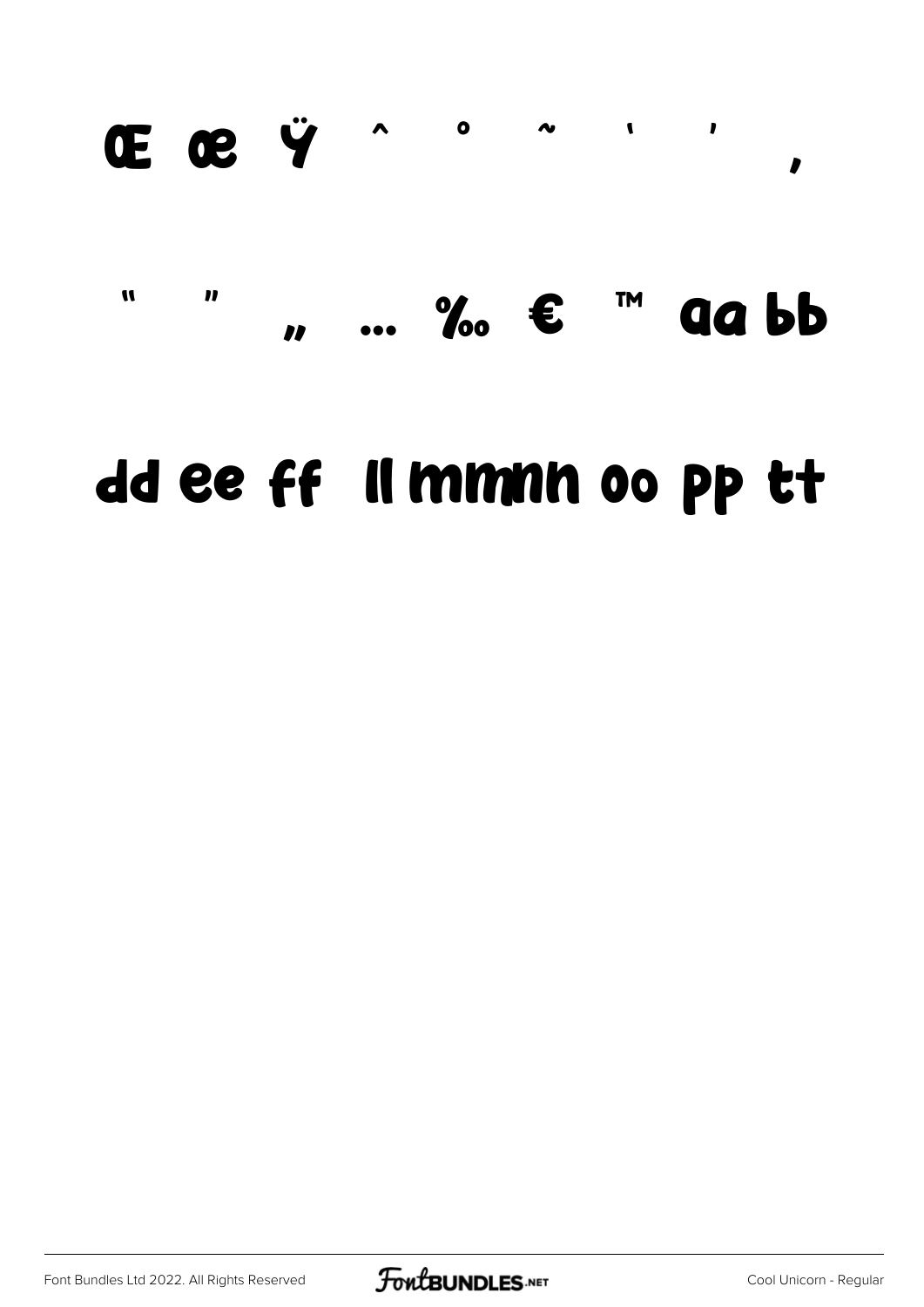Œ œ Ÿ ˆ ˚ ˜ ' ' ‚

" " „ … ‰ € ™ aa bb

dd ee ff ll mmnn oo pp tt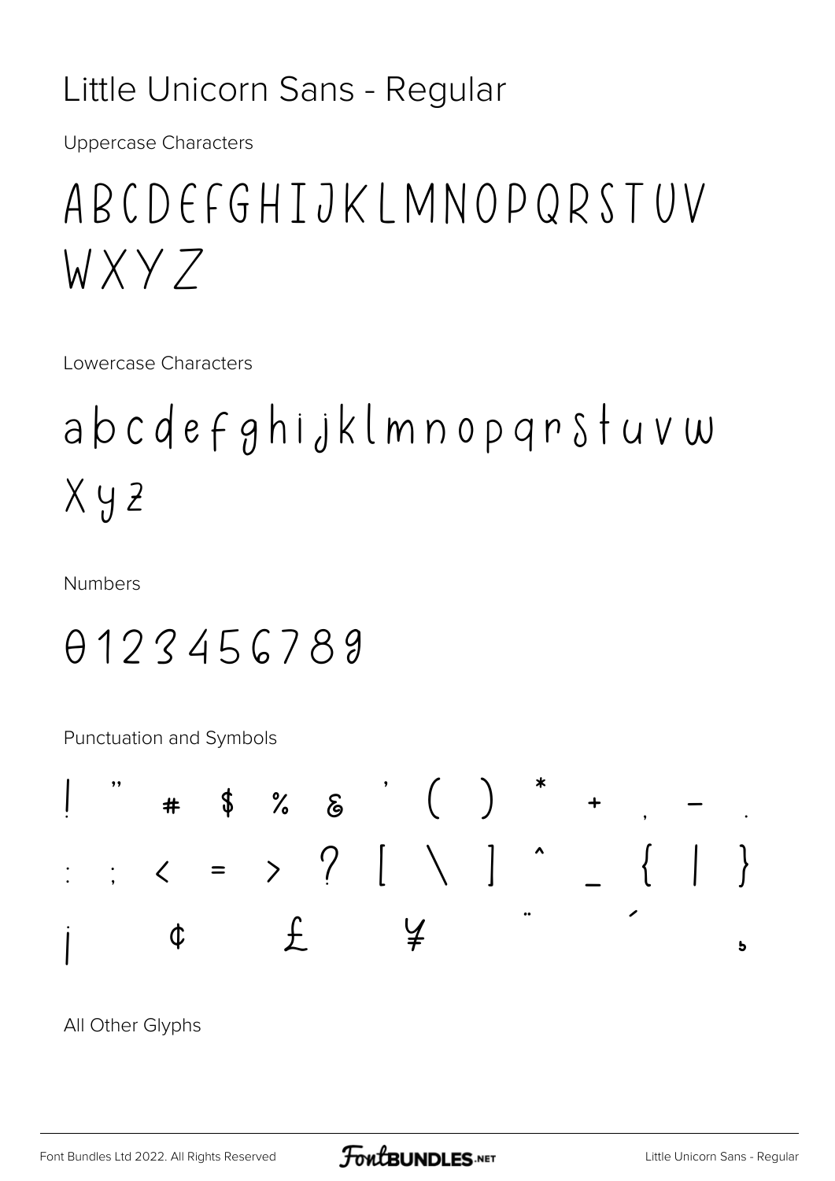# Little Unicorn Sans - Regular

Uppercase Characters

ABCDEFGHIJKLMNOPQRSTUV
WXYZ

Lowercase Characters

abcdefghijklmnopqrstuvw
xyz

Numbers

0123456789

Punctuation and Symbols

! " # $ % & ' ( ) * + , - .
: ; < = > ? [ \ ] ^ _ { | }
¡ ¢ £ ¥ ¨ ´ ¸

All Other Glyphs

Font Bundles Ltd 2022. All Rights Reserved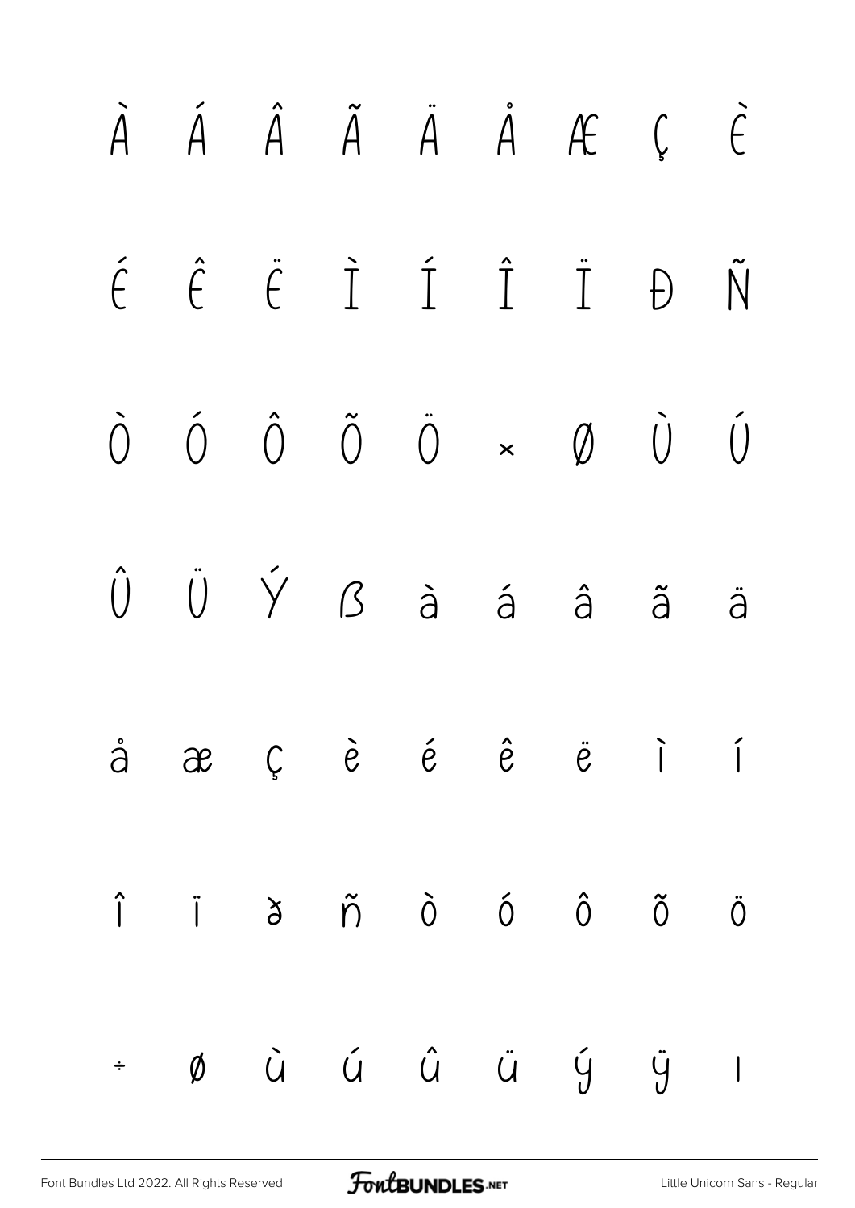À Á Â Ã Ä Å Æ Ç È

É Ê Ë Ì Í Î Ï Ð Ñ

Ò Ó Ô Õ Ö × Ø Ù Ú

Û Ü Ý ß à á â ã ä

å æ ç è é ê ë ì í

î ï ð ñ ò ó ô õ ö

÷ ø ù ú û ü ý ÿ ı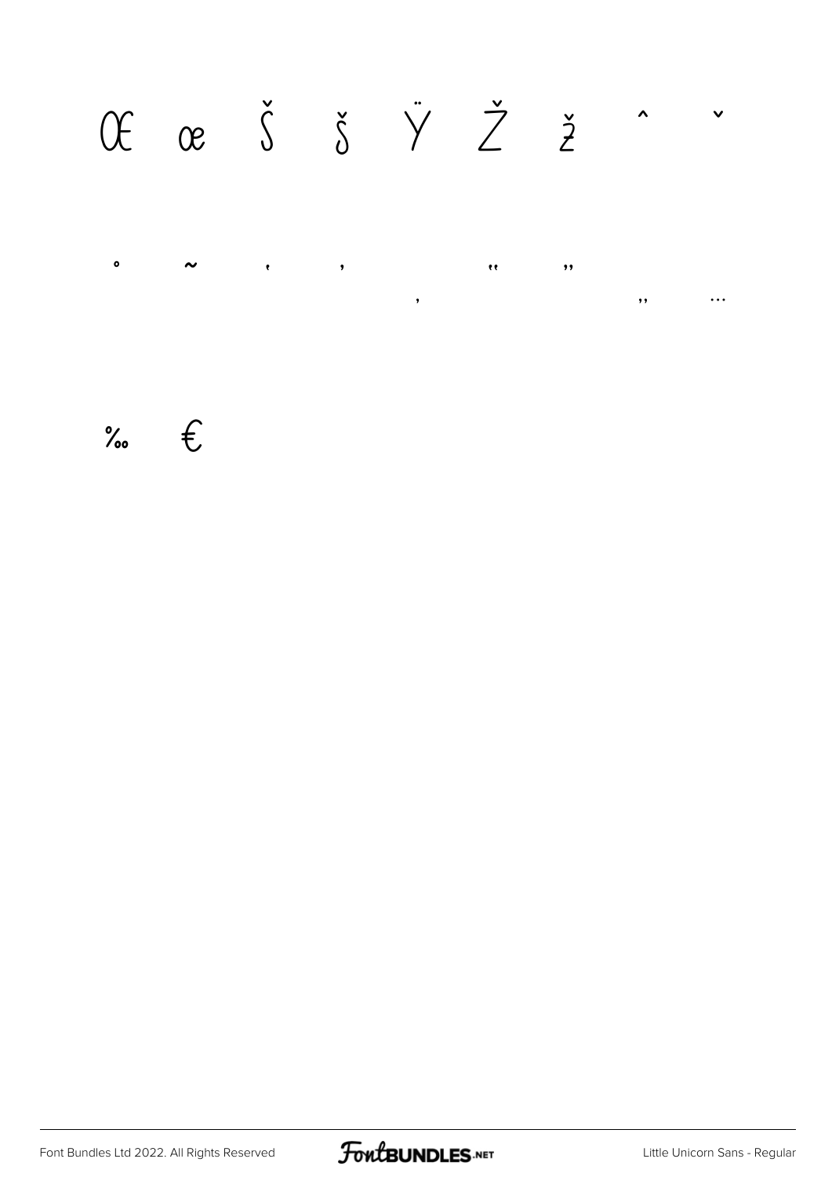Œ œ Š š Ÿ Ž ž ˆ ˇ

˚ ˜ ‘ ’ ‚ “ ” „ …

‰ €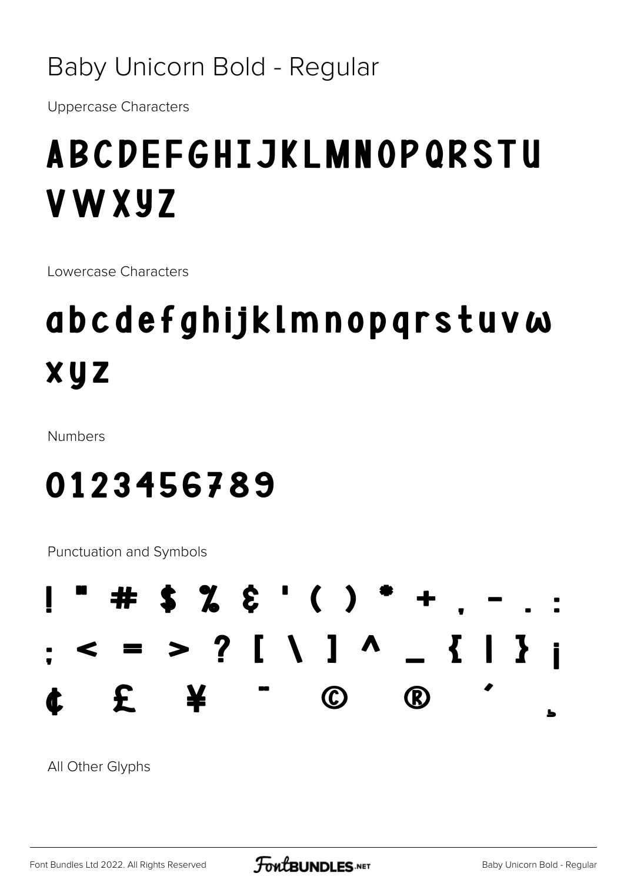Baby Unicorn Bold - Regular

Uppercase Characters

ABCDEFGHIJKLMNOPQRSTU
VWXYZ

Lowercase Characters

abcdefghijklmnopqrstuvw
xyz

Numbers

0123456789

Punctuation and Symbols

! " # $ % & ' ( ) * + , - . :
; < = > ? [ \ ] ^ _ { | } ¡
¢ £ ¥ ¯ © ® ´ ¸

All Other Glyphs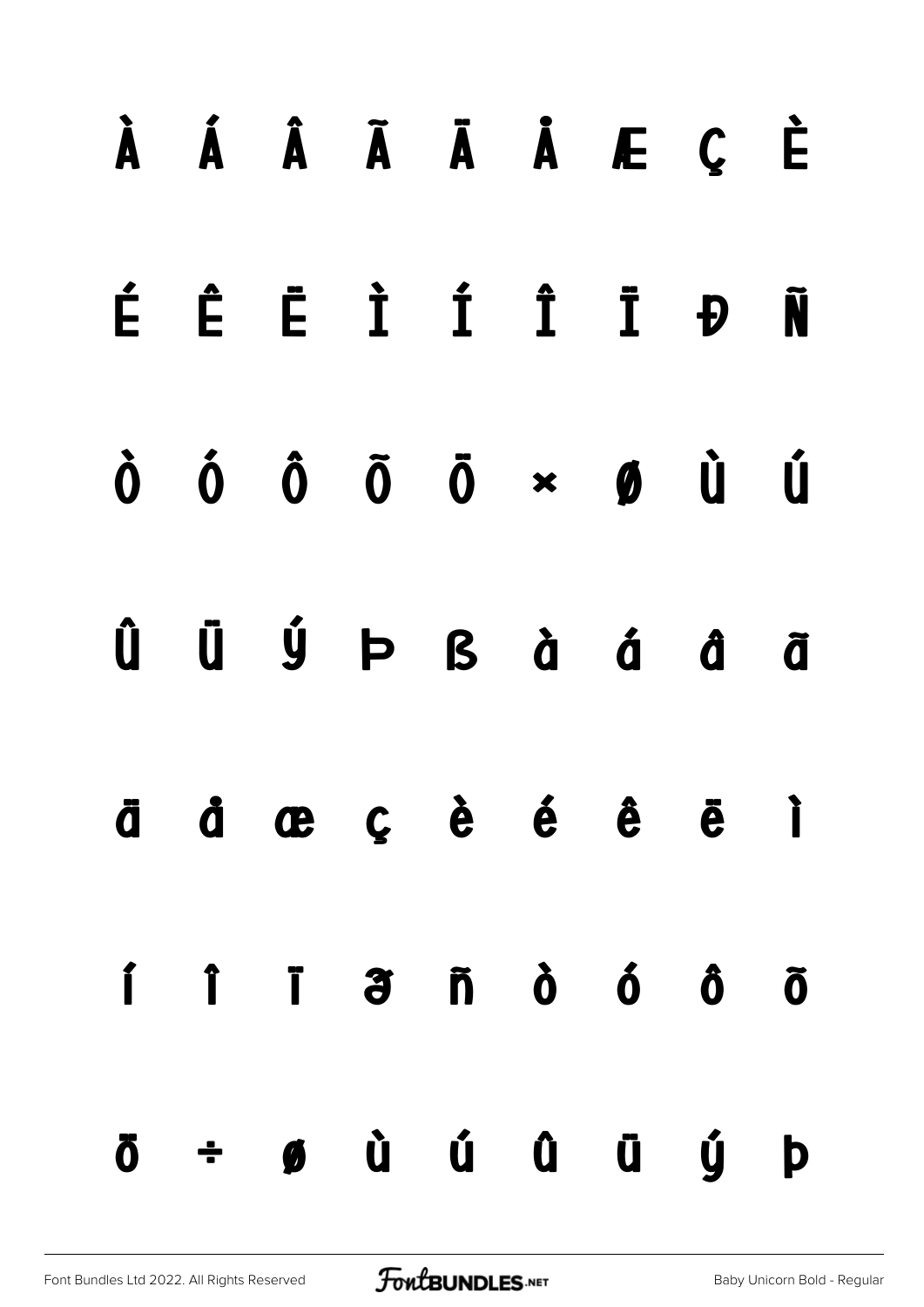À Á Â Ã Ä Å Æ Ç È

É Ê Ë Ì Í Î Ï Đ Ñ

Ò Ó Ô Õ Ö × Ø Ù Ú

Û Ü Ý Þ ß à á â ã

ä å æ ç è é ê ë ì

í î ï ð ñ ò ó ô õ

ö ÷ ø ù ú û ü ý þ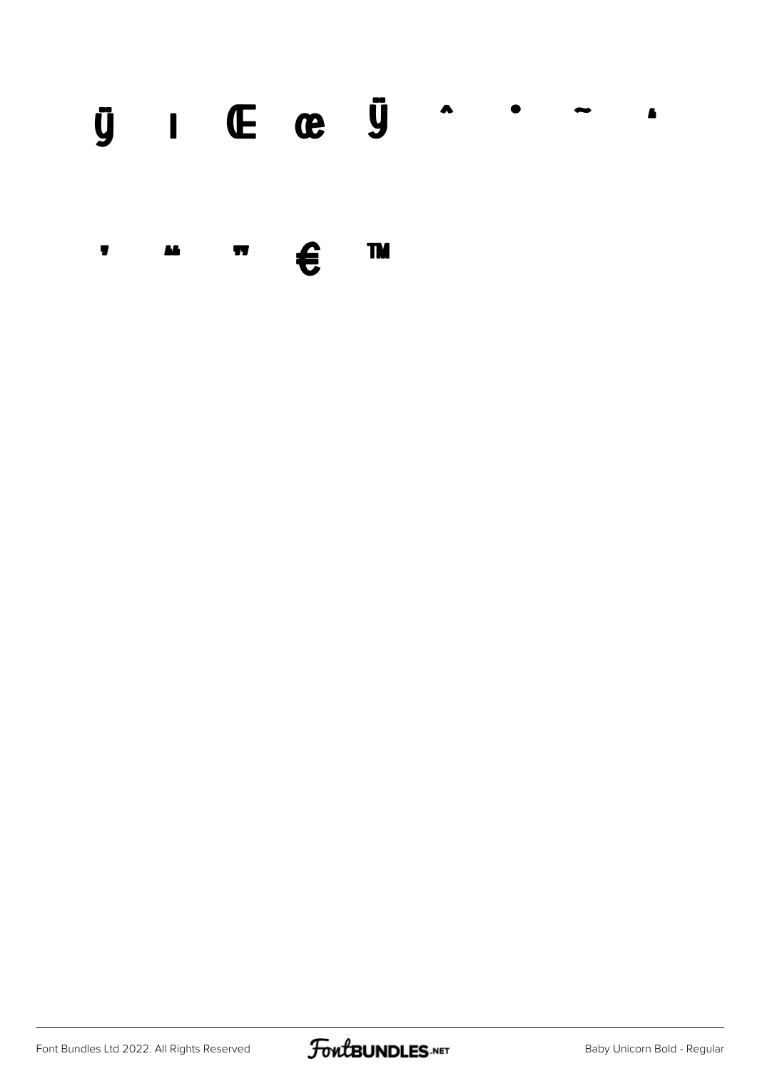ÿ ı Œ œ Ÿ ˆ ˙ ˜ ‚

' " " € ™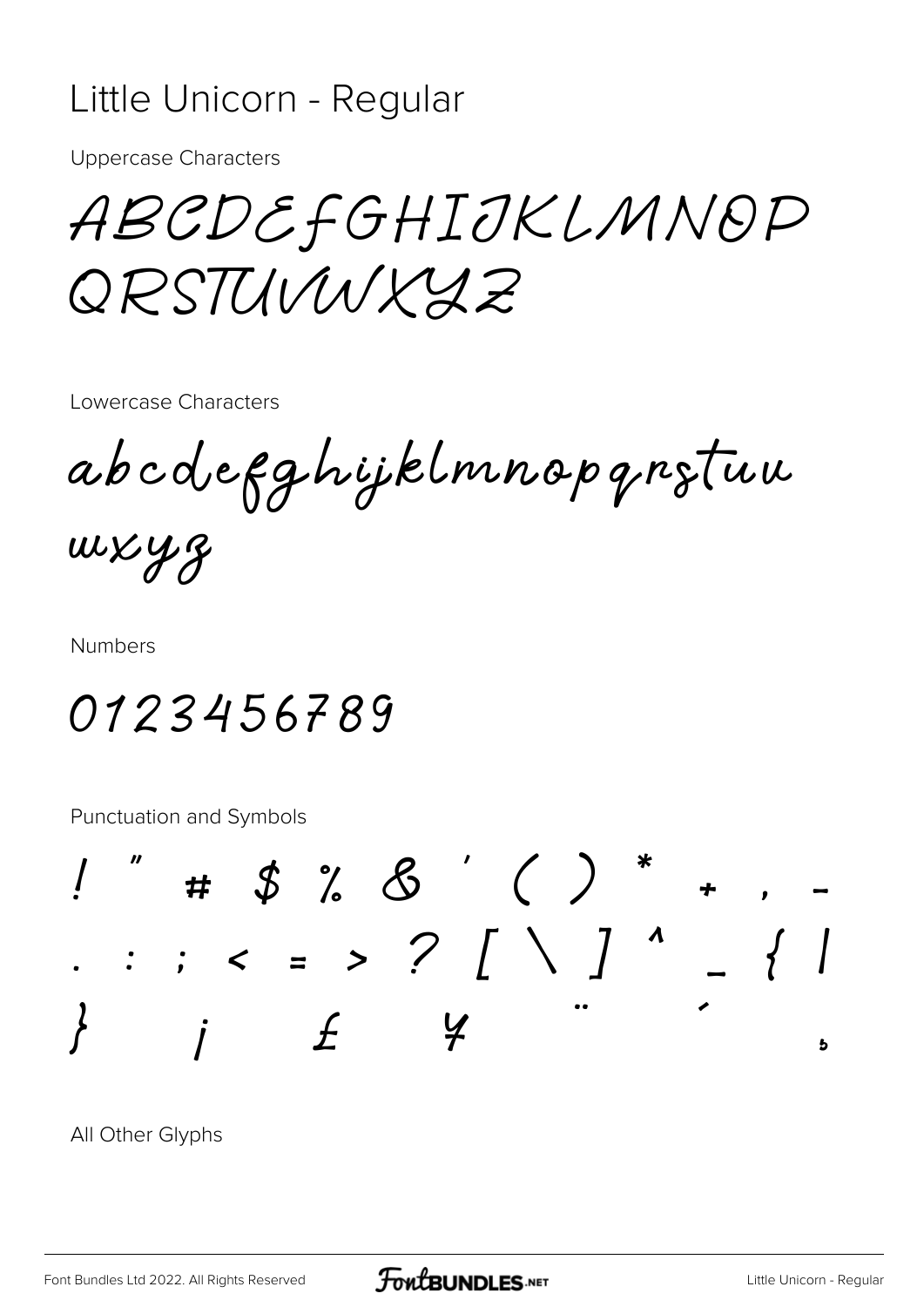# Little Unicorn - Regular

Uppercase Characters

ABCDEFGHIJKLMNOP
QRSTUVWXYZ

Lowercase Characters

abcdefghijklmnopqrstuv
wxyz

Numbers

0123456789

Punctuation and Symbols

! " # $ % & ' ( ) * + , -
. : ; < = > ? [ \ ] ^ _ { |
} ¡ £ ¥ ¨ ´ ¸

All Other Glyphs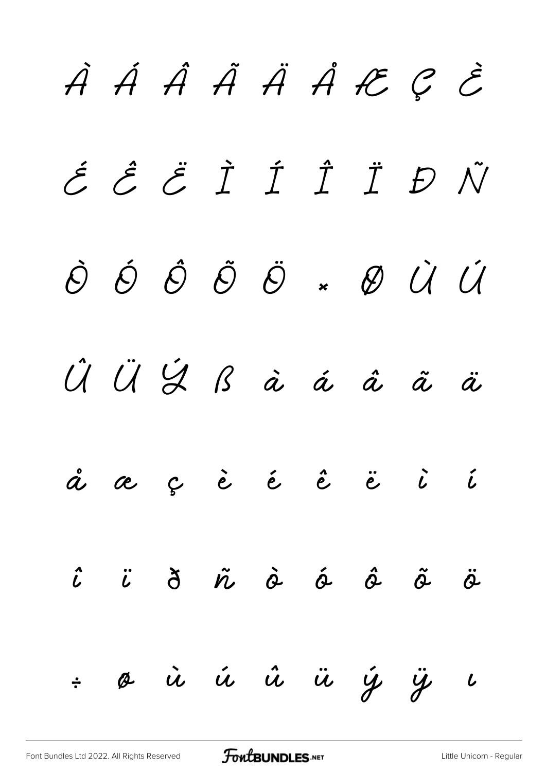À Á Â Ã Ä Å Æ Ç È

É Ê Ë Ì Í Î Ï Ð Ñ

Ò Ó Ô Õ Ö × Ø Ù Ú

Û Ü Ý ß à á â ã ä

å æ ç è é ê ë ì í

î ï ð ñ ò ó ô õ ö

÷ ø ù ú û ü ý ÿ ı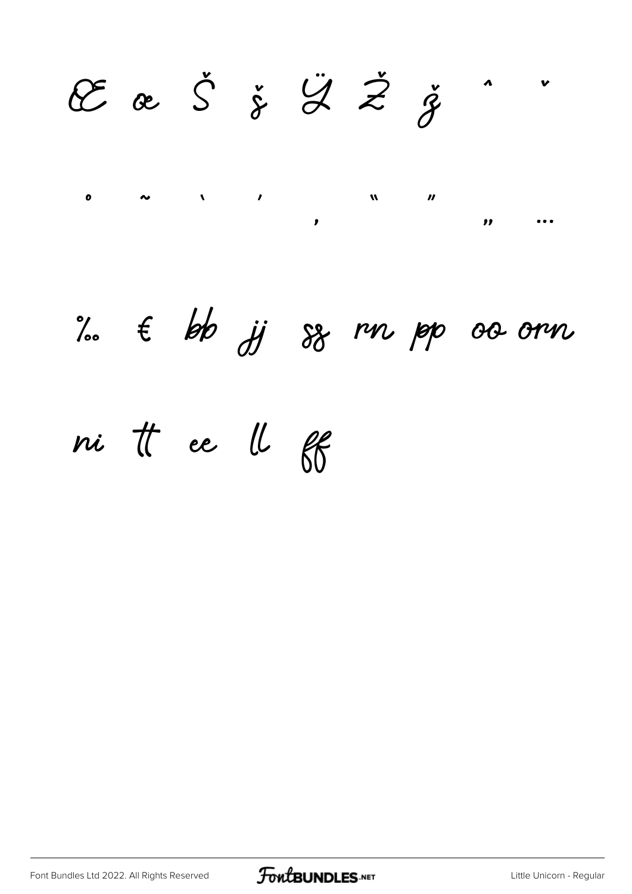Œ œ Š š Ÿ Ž ž ˆ ˇ

˚ ˜ ‘ ’ ‚ “ ” „ …

‰ € bb jj ss rn pp oo orn

ni tt ee ll ff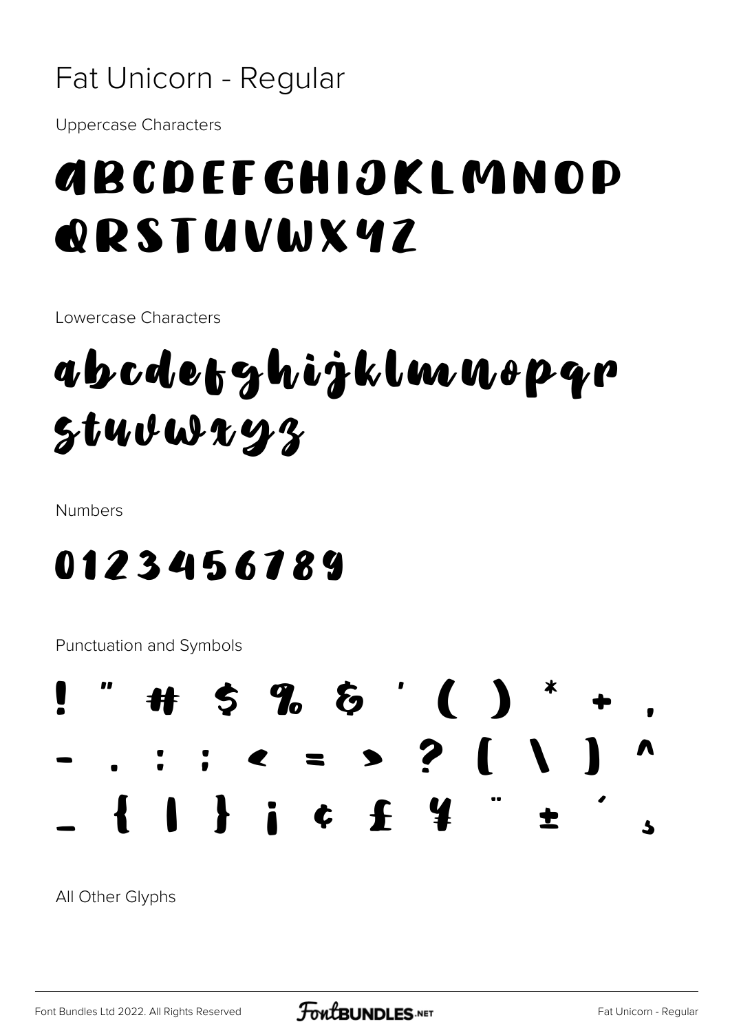# Fat Unicorn - Regular

Uppercase Characters

ABCDEFGHIJKLMNOP
QRSTUVWXYZ

Lowercase Characters

abcdefghijklmnopqr
stuvwxyz

Numbers

0123456789

Punctuation and Symbols

! " # $ % & ' ( ) * + ,
- . : ; < = > ? [ \ ] ^
_ { | } ¡ ¢ £ ¥ ¨ ± ´ ¸

All Other Glyphs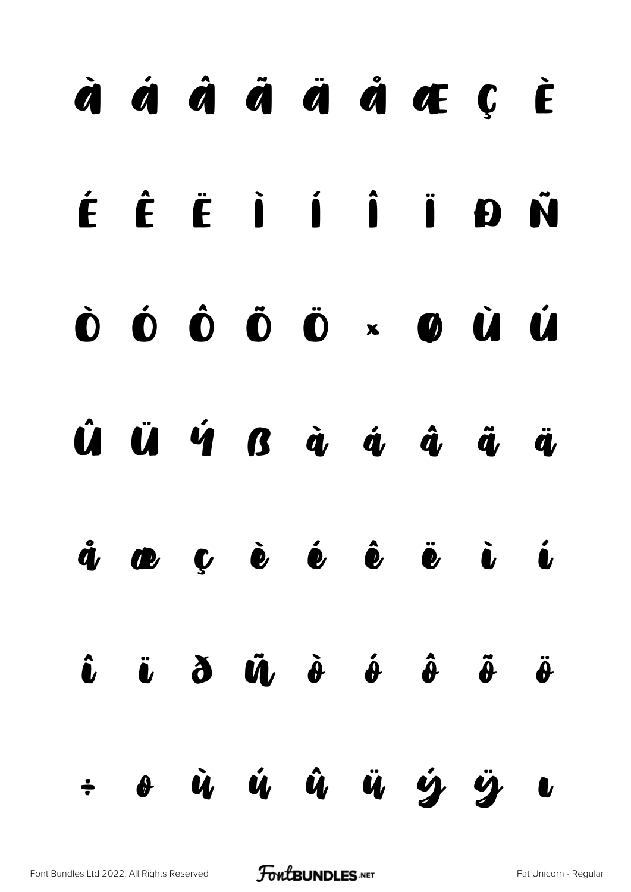à á â ã ä å Æ Ç È

É Ê Ë Ì Í Î Ï Đ Ñ

Ò Ó Ô Õ Ö × Ø Ù Ú

Û Ü Ý ß à á â ã ä

å æ ç è é ê ë ì í

î ï ð ñ ò ó ô õ ö

÷ ø ù ú û ü ý ÿ ı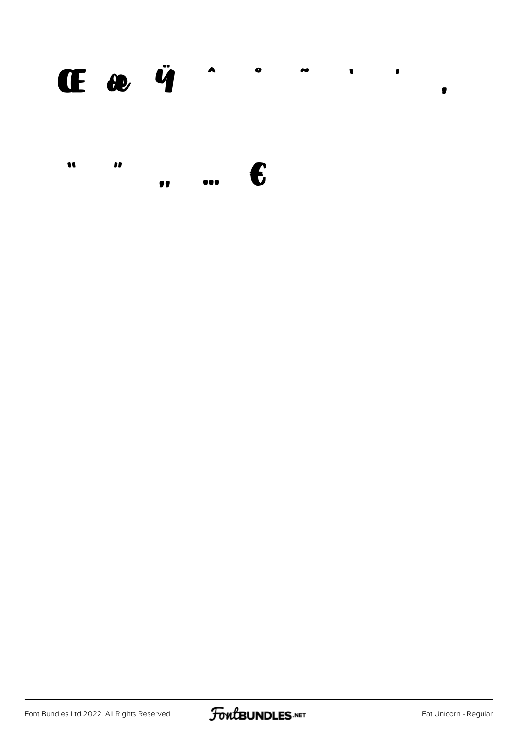Œ œ Ÿ ˆ ˚ ˜ ‘ ’ ‚

“ ” „ … €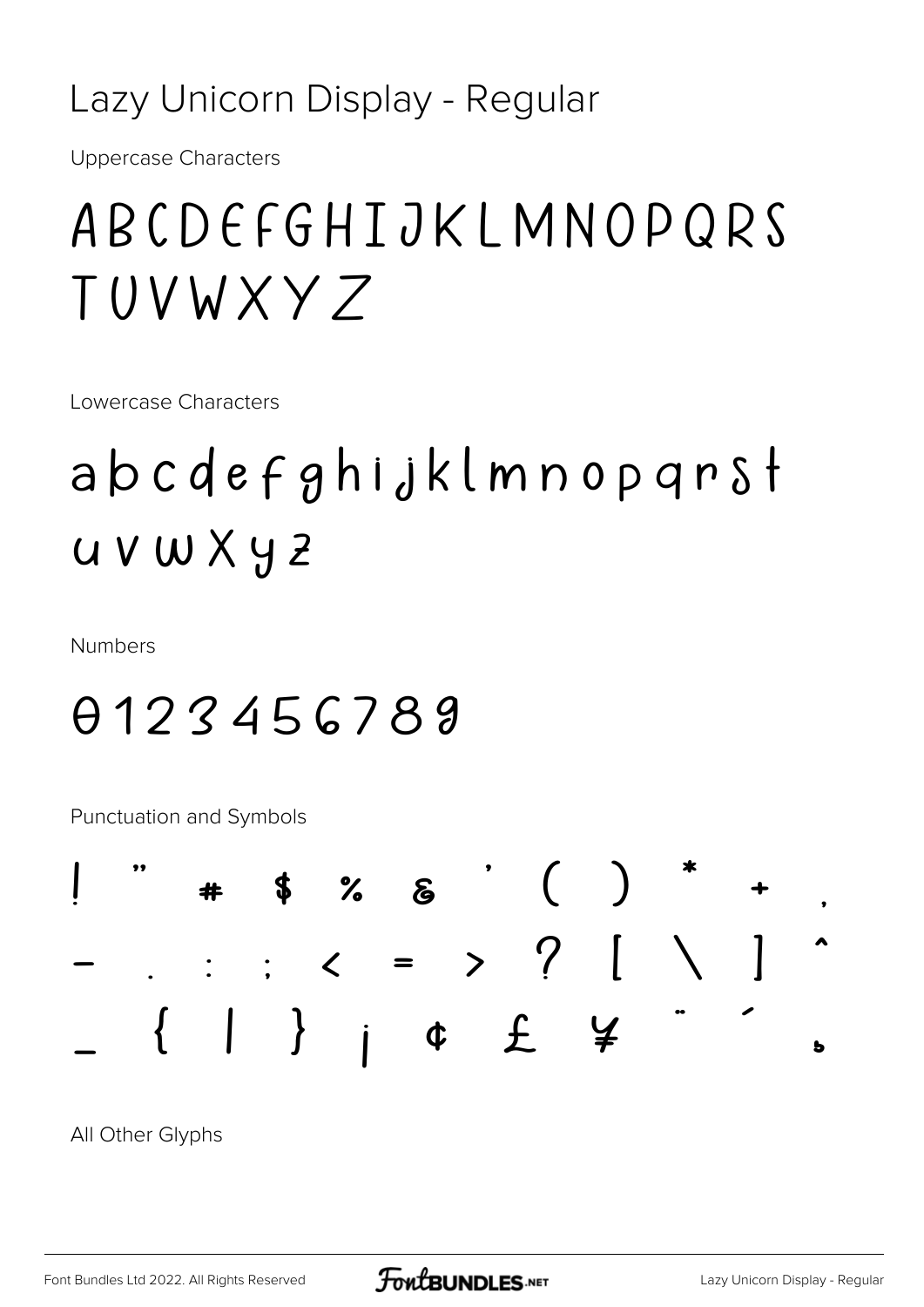# Lazy Unicorn Display - Regular

Uppercase Characters

ABCDEFGHIJKLMNOPQRS
TUVWXYZ

Lowercase Characters

abcdefghijklmnopqrst
uvwxyz

Numbers

0123456789

Punctuation and Symbols

! " # $ % & ' ( ) * + ,
- . : ; < = > ? [ \ ] ^
_ { | } ¡ ¢ £ ¥ ¨ ´ ¸

All Other Glyphs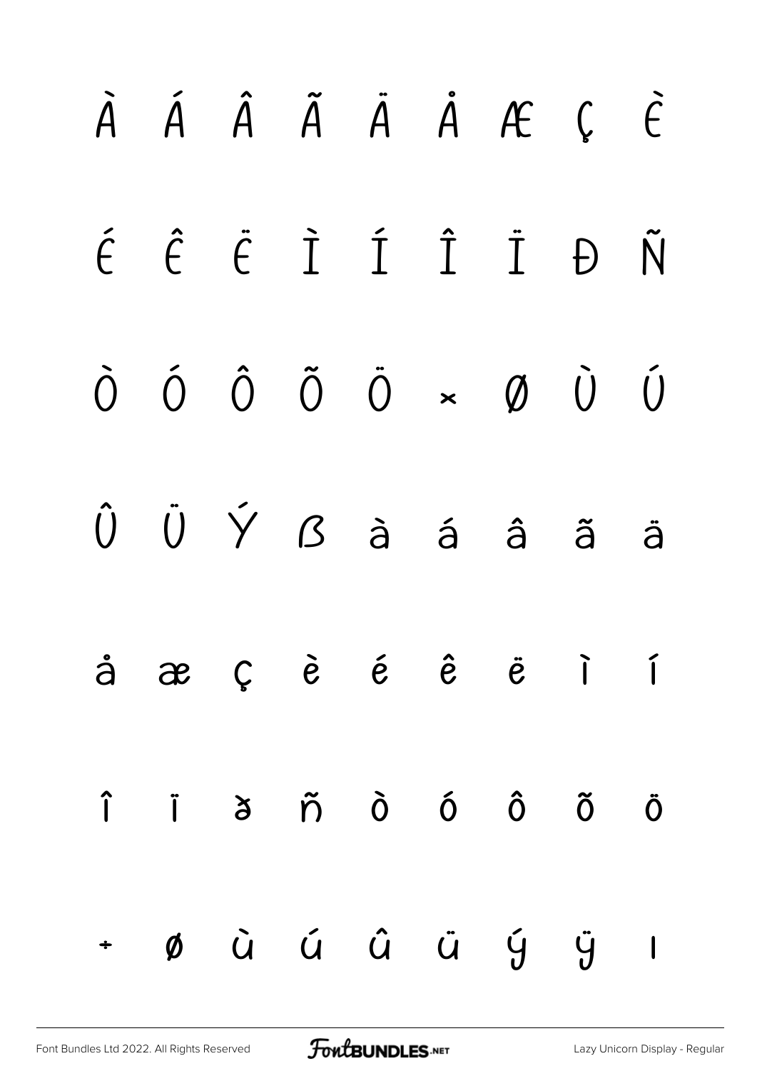À Á Â Ã Ä Å Æ Ç È

É Ê Ë Ì Í Î Ï Ð Ñ

Ò Ó Ô Õ Ö × Ø Ù Ú

Û Ü Ý ß à á â ã ä

å æ ç è é ê ë ì í

î ï ð ñ ò ó ô õ ö

÷ ø ù ú û ü ý ÿ ı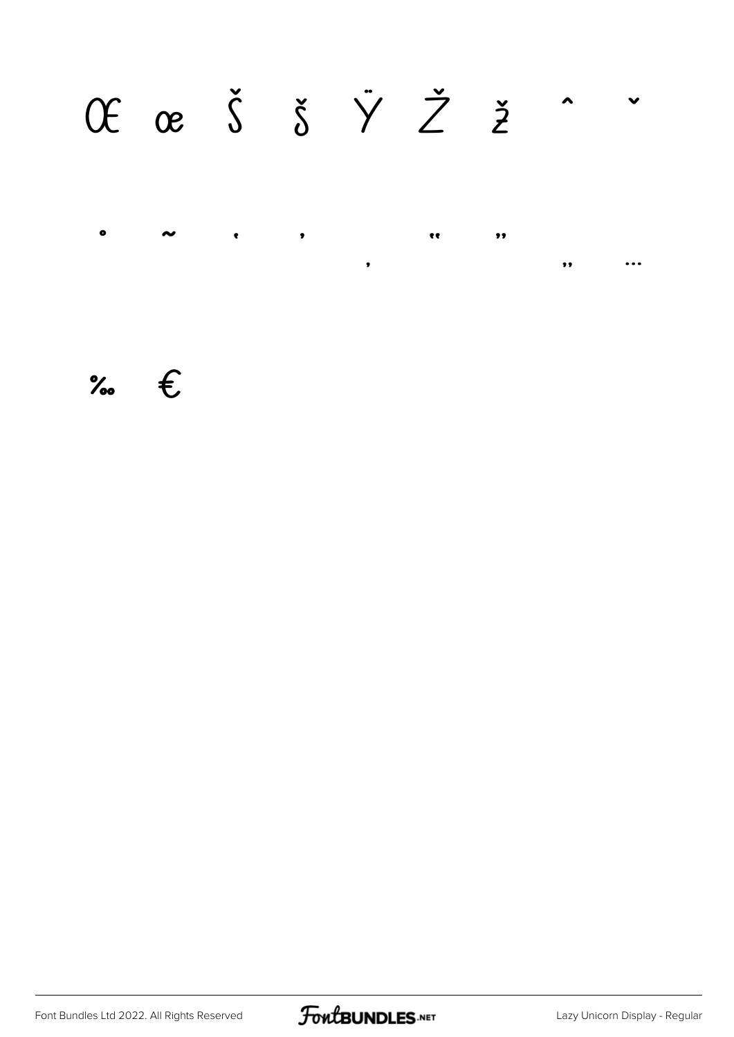Œ œ Š š Ÿ Ž ž ˆ ˇ

˚ ˜ ‘ ’ ‚ “ ” „ …

‰ €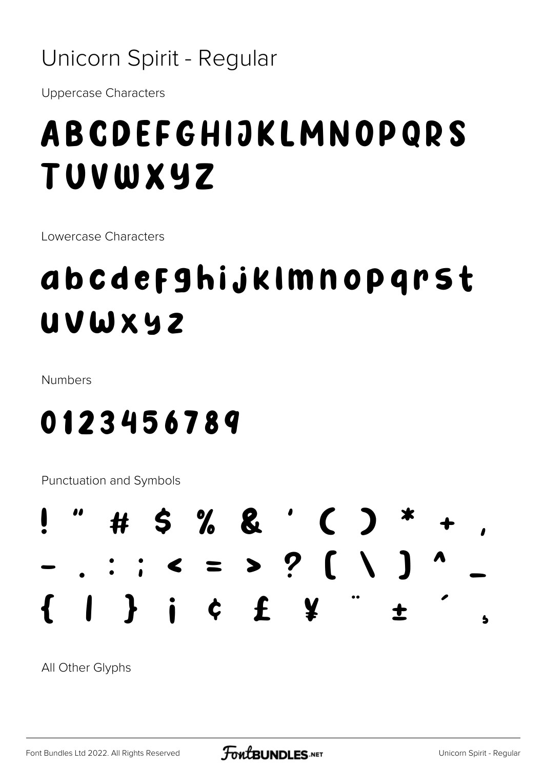# Unicorn Spirit - Regular

Uppercase Characters

ABCDEFGHIJKLMNOPQRS
TUVWXYZ

Lowercase Characters

abcdefghijklmnopqrst
uvwxyz

Numbers

0123456789

Punctuation and Symbols

! " # $ % & ' ( ) * + ,
- . : ; < = > ? [ \ ] ^ _
{ | } ¡ ¢ £ ¥ ¨ ± ´ ¸

All Other Glyphs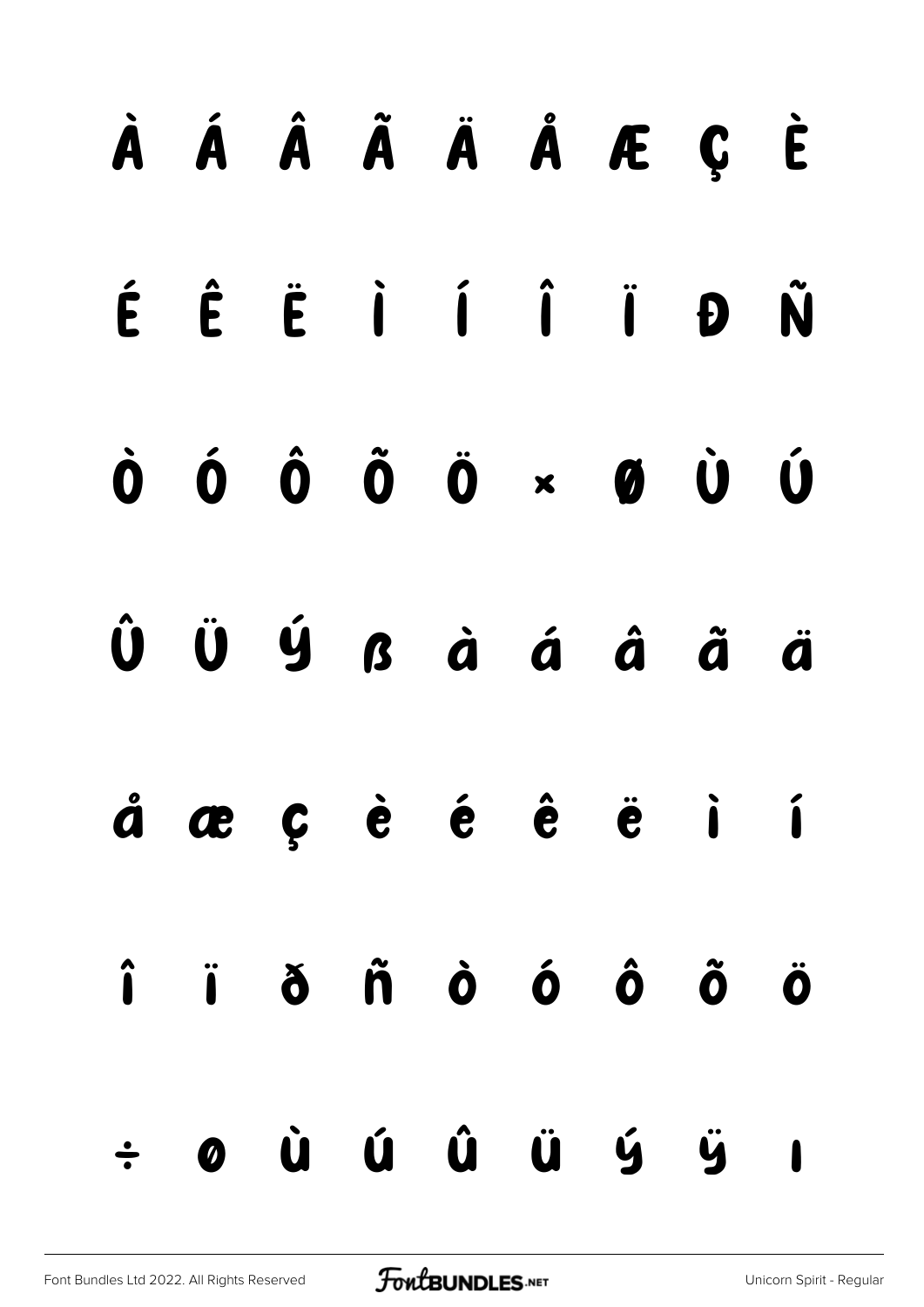À Á Â Ã Ä Å Æ Ç È

É Ê Ë Ì Í Î Ï Ð Ñ

Ò Ó Ô Õ Ö × Ø Ù Ú

Û Ü Ý ß à á â ã ä

å æ ç è é ê ë ì í

î ï ð ñ ò ó ô õ ö

÷ ø ù ú û ü ý ÿ ı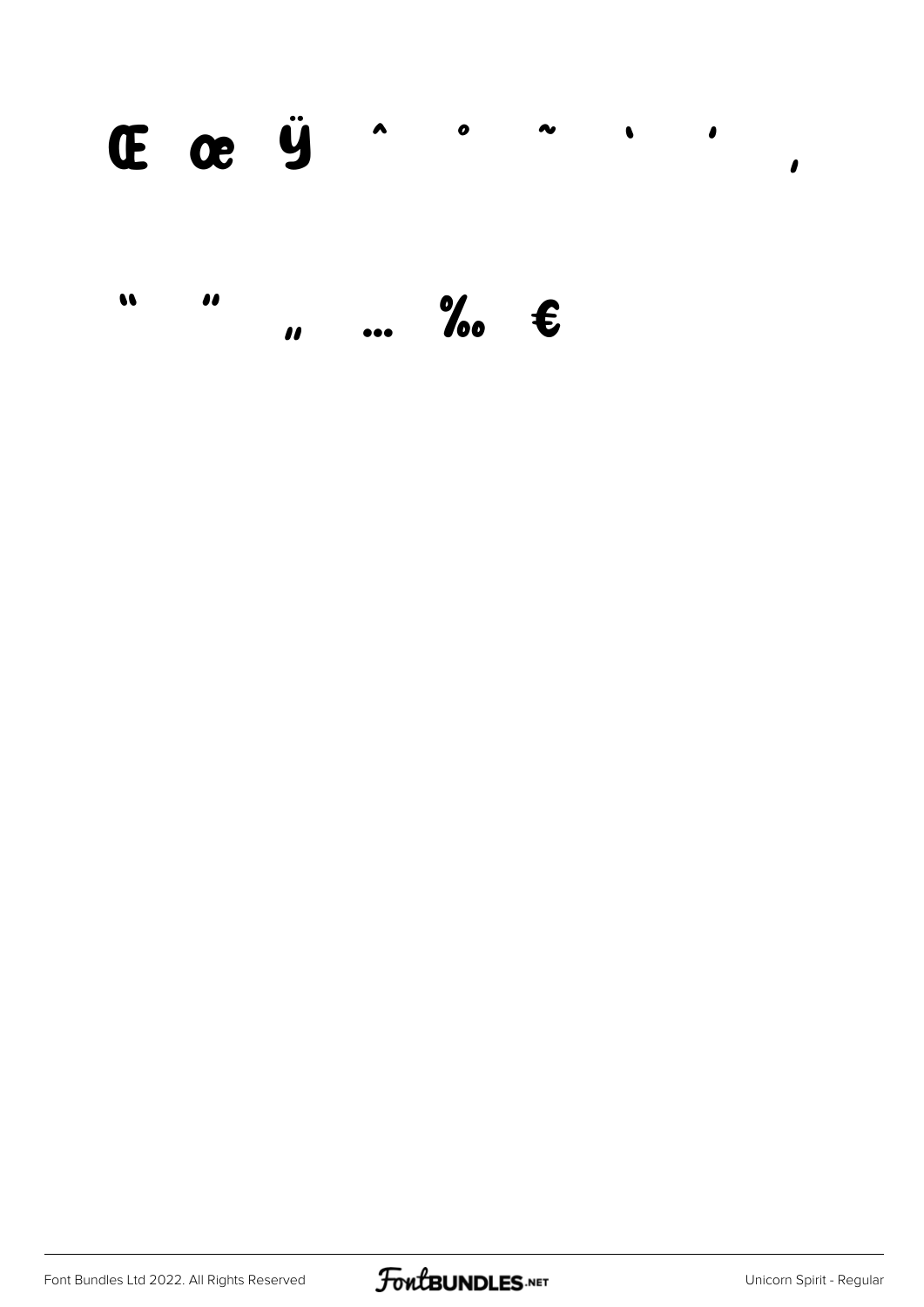Œ œ Ÿ ˆ ˚ ˜ ‘ ’ ‚

“ ” „ … ‰ €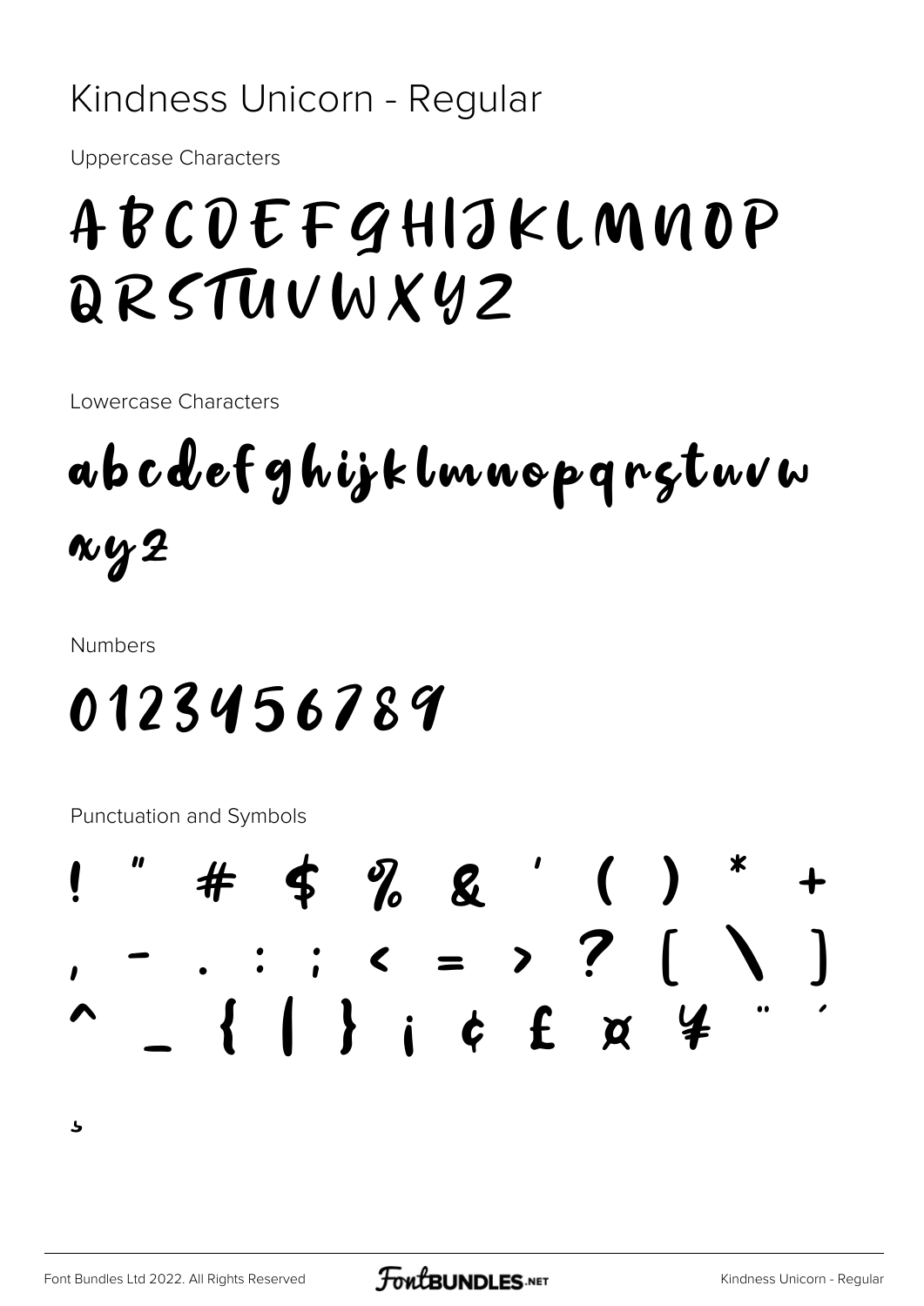# Kindness Unicorn - Regular

Uppercase Characters

ABCDEFGHIJKLMNOP
QRSTUVWXYZ

Lowercase Characters

abcdefghijklmnopqrstuvw
xyz

Numbers

0123456789

Punctuation and Symbols

! " # $ % & ' ( ) * +
, - . : ; < = > ? [ \ ]
^ _ { | } ¡ ¢ £ ¤ ¥ ¨ ´

¸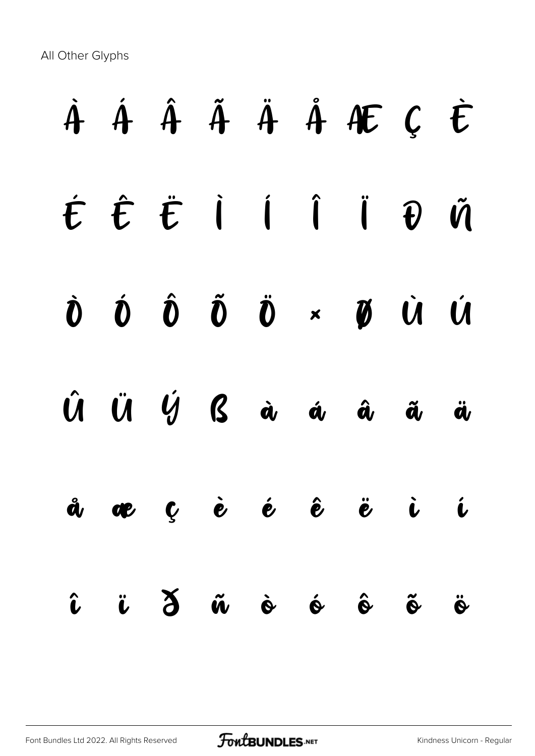All Other Glyphs

À Á Â Ã Ä Å Æ Ç È

É Ê Ë Ì Í Î Ï Ð Ñ

Ò Ó Ô Õ Ö × Ø Ù Ú

Û Ü Ý ß à á â ã ä

å æ ç è é ê ë ì í

î ï ð ñ ò ó ô õ ö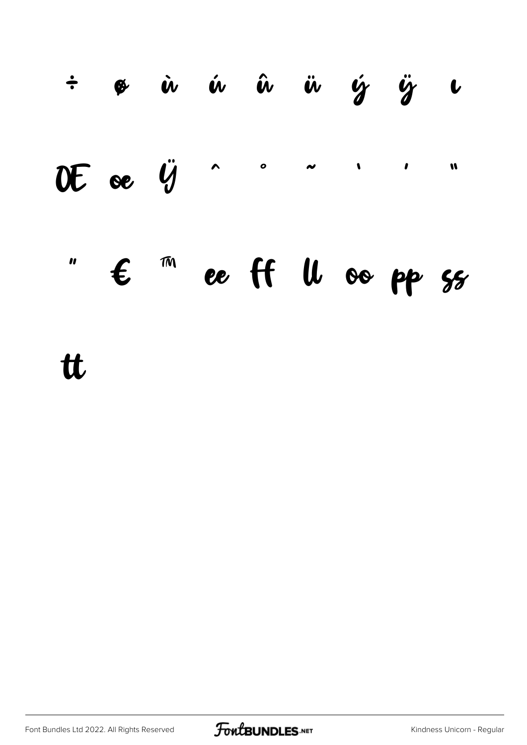÷ ø ù ú û ü ý ÿ ı

Œ œ Ÿ ˆ ˚ ˜ ' ' "

" € ™ ee ff ll oo pp ss

tt